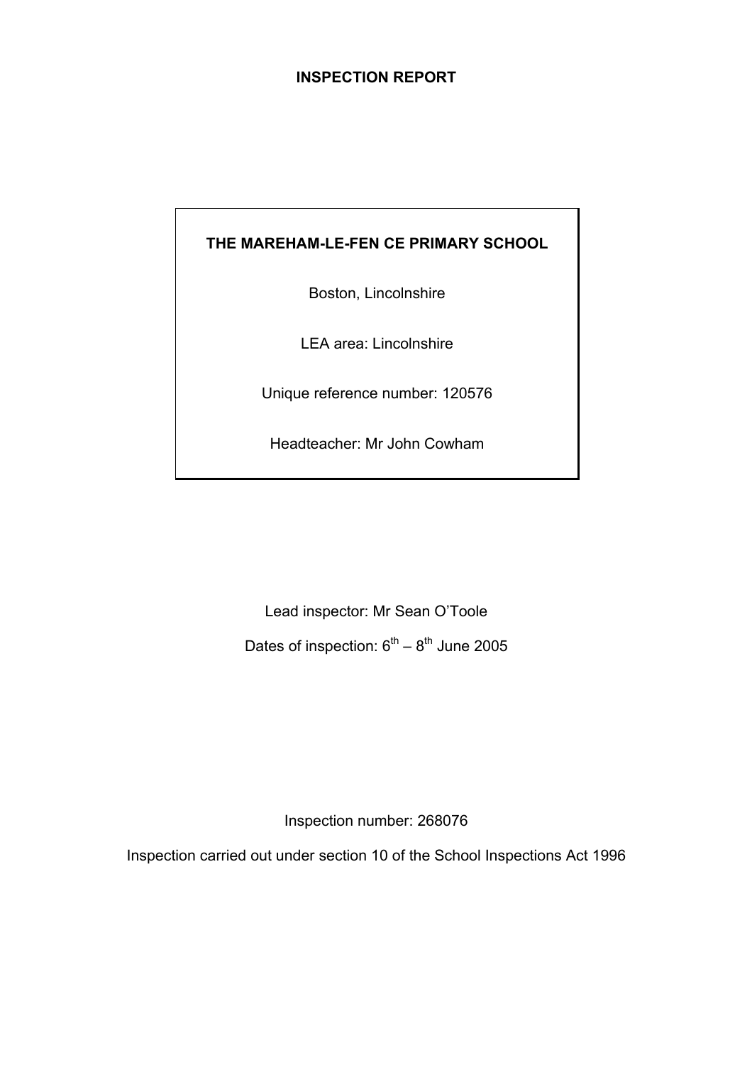# INSPECTION REPORT

**THE MAREHAM-LE-FEN CE PRIMARY SCHOOL**

Boston, Lincolnshire

LEA area: Lincolnshire

Unique reference number: 120576

Headteacher: Mr John Cowham

Lead inspector: Mr Sean O'Toole

Dates of inspection: 6th – 8th June 2005

Inspection number: 268076

Inspection carried out under section 10 of the School Inspections Act 1996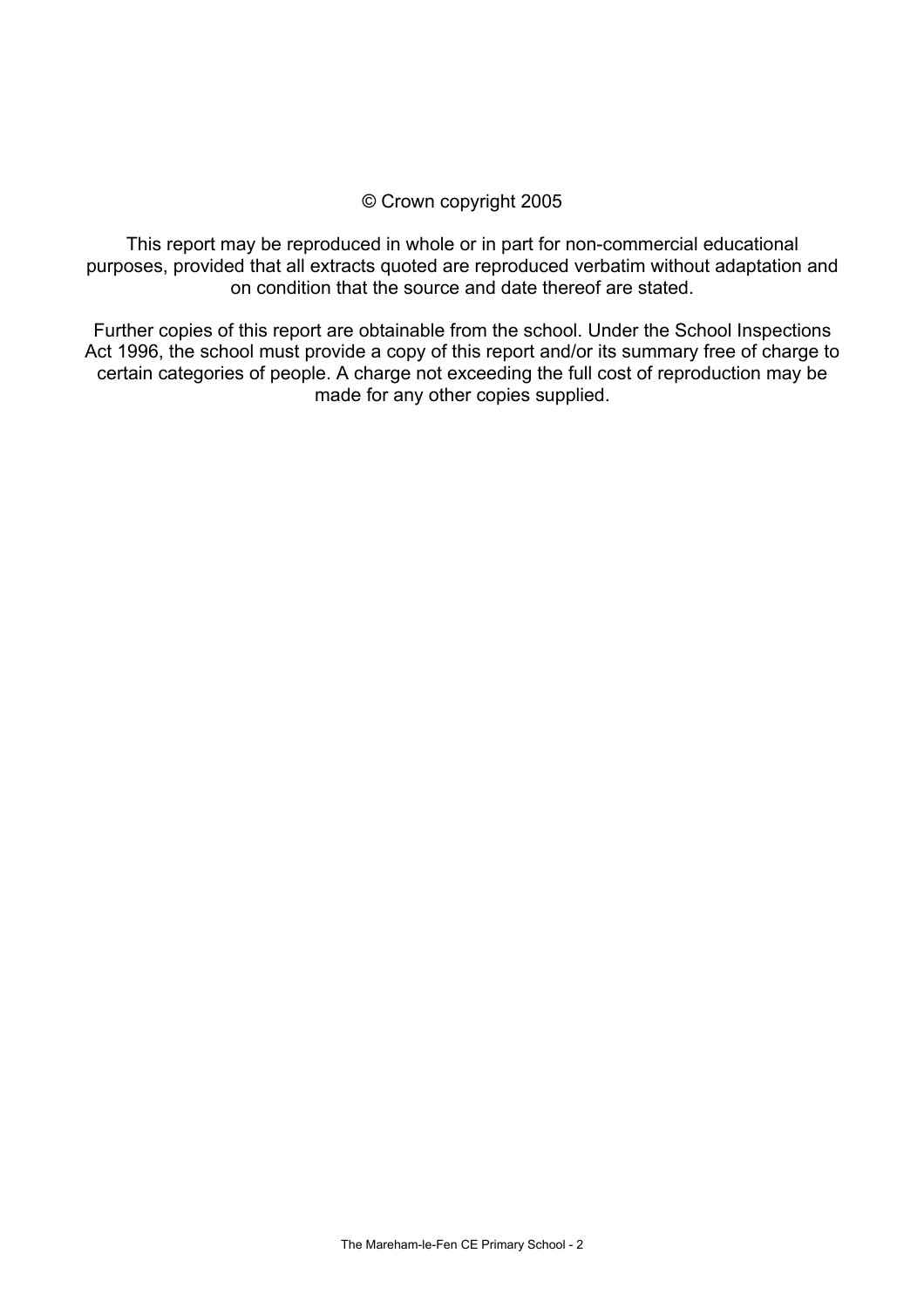© Crown copyright 2005

This report may be reproduced in whole or in part for non-commercial educational purposes, provided that all extracts quoted are reproduced verbatim without adaptation and on condition that the source and date thereof are stated.

Further copies of this report are obtainable from the school. Under the School Inspections Act 1996, the school must provide a copy of this report and/or its summary free of charge to certain categories of people. A charge not exceeding the full cost of reproduction may be made for any other copies supplied.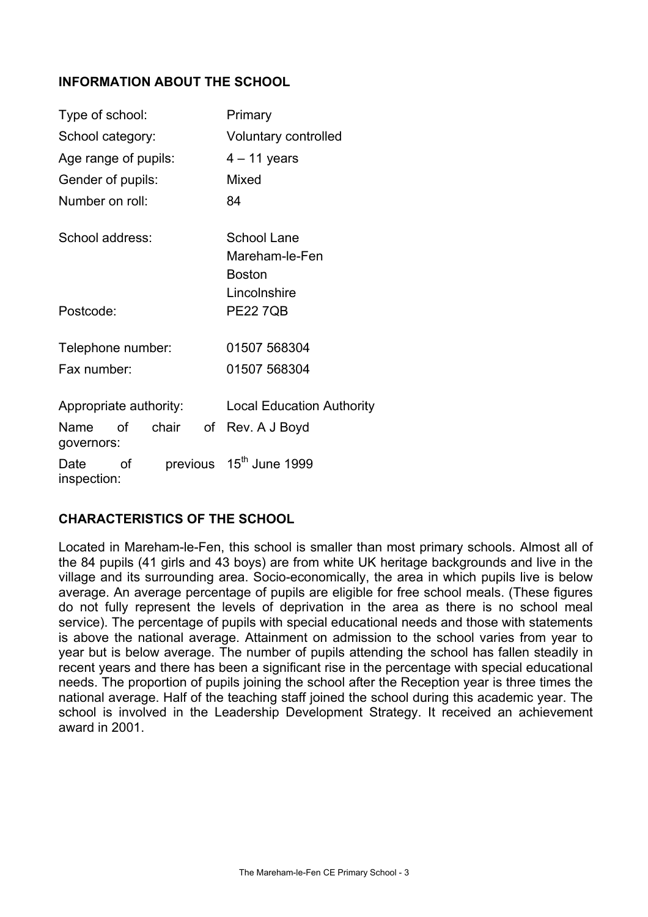## INFORMATION ABOUT THE SCHOOL

| | |
|---|---|
| Type of school: | Primary |
| School category: | Voluntary controlled |
| Age range of pupils: | 4 – 11 years |
| Gender of pupils: | Mixed |
| Number on roll: | 84 |
| School address: | School Lane<br>Mareham-le-Fen<br>Boston<br>Lincolnshire |
| Postcode: | PE22 7QB |
| Telephone number: | 01507 568304 |
| Fax number: | 01507 568304 |
| Appropriate authority: | Local Education Authority |
| Name of chair of governors: | Rev. A J Boyd |
| Date of previous inspection: | 15th June 1999 |

## CHARACTERISTICS OF THE SCHOOL

Located in Mareham-le-Fen, this school is smaller than most primary schools. Almost all of the 84 pupils (41 girls and 43 boys) are from white UK heritage backgrounds and live in the village and its surrounding area. Socio-economically, the area in which pupils live is below average. An average percentage of pupils are eligible for free school meals. (These figures do not fully represent the levels of deprivation in the area as there is no school meal service). The percentage of pupils with special educational needs and those with statements is above the national average. Attainment on admission to the school varies from year to year but is below average. The number of pupils attending the school has fallen steadily in recent years and there has been a significant rise in the percentage with special educational needs. The proportion of pupils joining the school after the Reception year is three times the national average. Half of the teaching staff joined the school during this academic year. The school is involved in the Leadership Development Strategy. It received an achievement award in 2001.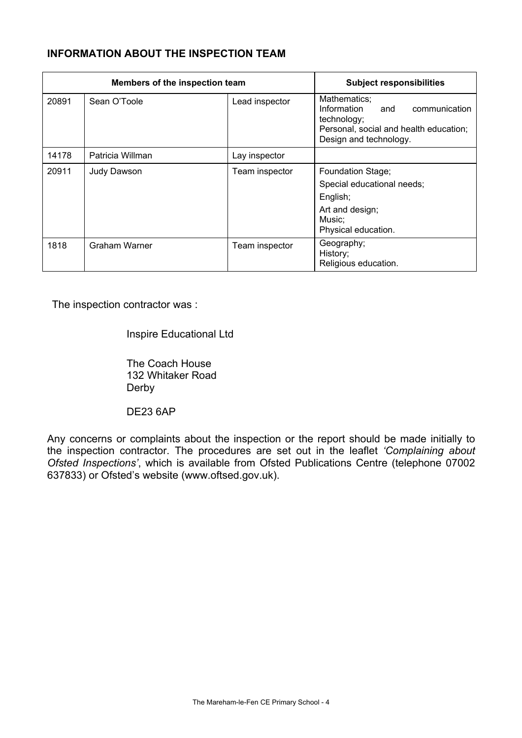**INFORMATION ABOUT THE INSPECTION TEAM**

| Members of the inspection team | | | Subject responsibilities |
|---|---|---|---|
| 20891 | Sean O'Toole | Lead inspector | Mathematics;<br>Information and communication technology;<br>Personal, social and health education;<br>Design and technology. |
| 14178 | Patricia Willman | Lay inspector | |
| 20911 | Judy Dawson | Team inspector | Foundation Stage;<br>Special educational needs;<br>English;<br>Art and design;<br>Music;<br>Physical education. |
| 1818 | Graham Warner | Team inspector | Geography;<br>History;<br>Religious education. |

The inspection contractor was :

Inspire Educational Ltd

The Coach House
132 Whitaker Road
Derby

DE23 6AP

Any concerns or complaints about the inspection or the report should be made initially to the inspection contractor. The procedures are set out in the leaflet *'Complaining about Ofsted Inspections'*, which is available from Ofsted Publications Centre (telephone 07002 637833) or Ofsted's website (www.oftsed.gov.uk).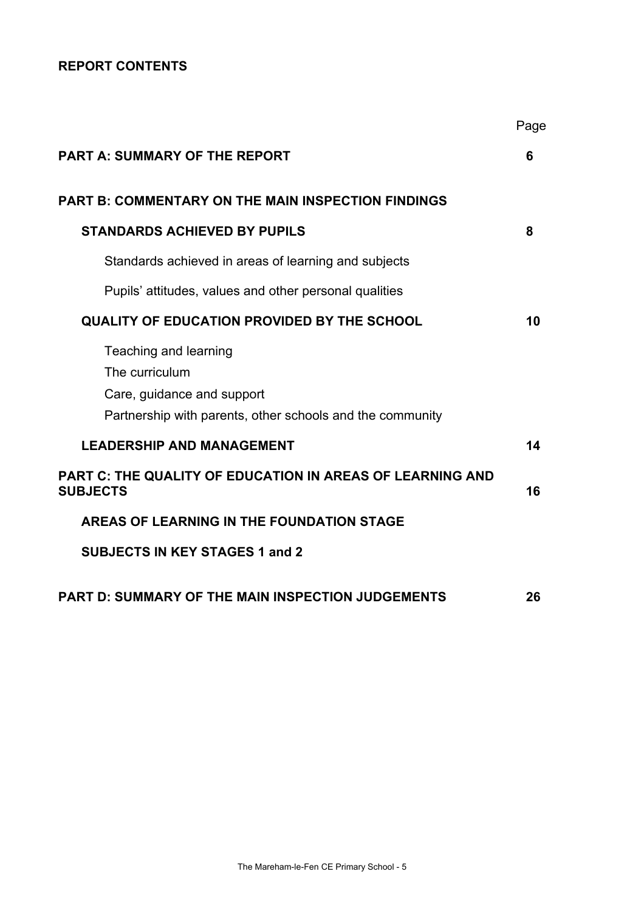**REPORT CONTENTS**

| | Page |
|---|---|
| **PART A: SUMMARY OF THE REPORT** | **6** |
| **PART B: COMMENTARY ON THE MAIN INSPECTION FINDINGS** | |
| **STANDARDS ACHIEVED BY PUPILS** | **8** |
| Standards achieved in areas of learning and subjects | |
| Pupils' attitudes, values and other personal qualities | |
| **QUALITY OF EDUCATION PROVIDED BY THE SCHOOL** | **10** |
| Teaching and learning | |
| The curriculum | |
| Care, guidance and support | |
| Partnership with parents, other schools and the community | |
| **LEADERSHIP AND MANAGEMENT** | **14** |
| **PART C: THE QUALITY OF EDUCATION IN AREAS OF LEARNING AND SUBJECTS** | **16** |
| **AREAS OF LEARNING IN THE FOUNDATION STAGE** | |
| **SUBJECTS IN KEY STAGES 1 and 2** | |
| **PART D: SUMMARY OF THE MAIN INSPECTION JUDGEMENTS** | **26** |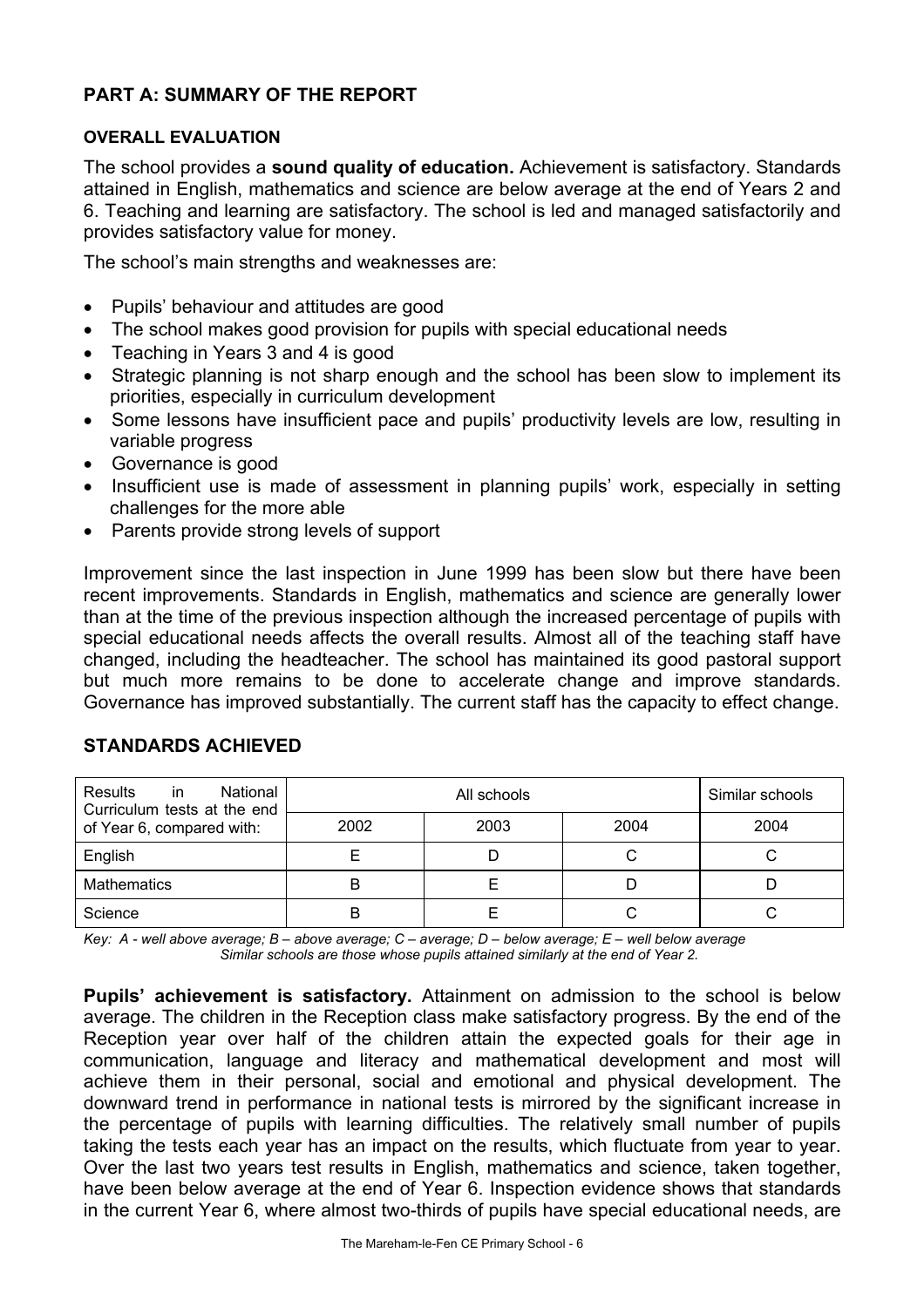## PART A: SUMMARY OF THE REPORT

### OVERALL EVALUATION

The school provides a **sound quality of education.** Achievement is satisfactory. Standards attained in English, mathematics and science are below average at the end of Years 2 and 6. Teaching and learning are satisfactory. The school is led and managed satisfactorily and provides satisfactory value for money.

The school's main strengths and weaknesses are:

- Pupils' behaviour and attitudes are good
- The school makes good provision for pupils with special educational needs
- Teaching in Years 3 and 4 is good
- Strategic planning is not sharp enough and the school has been slow to implement its priorities, especially in curriculum development
- Some lessons have insufficient pace and pupils' productivity levels are low, resulting in variable progress
- Governance is good
- Insufficient use is made of assessment in planning pupils' work, especially in setting challenges for the more able
- Parents provide strong levels of support

Improvement since the last inspection in June 1999 has been slow but there have been recent improvements. Standards in English, mathematics and science are generally lower than at the time of the previous inspection although the increased percentage of pupils with special educational needs affects the overall results. Almost all of the teaching staff have changed, including the headteacher. The school has maintained its good pastoral support but much more remains to be done to accelerate change and improve standards. Governance has improved substantially. The current staff has the capacity to effect change.

## STANDARDS ACHIEVED

| Results in National Curriculum tests at the end of Year 6, compared with: | All schools | | | Similar schools |
|---|---|---|---|---|
| | 2002 | 2003 | 2004 | 2004 |
| English | E | D | C | C |
| Mathematics | B | E | D | D |
| Science | B | E | C | C |

*Key: A - well above average; B – above average; C – average; D – below average; E – well below average*
*Similar schools are those whose pupils attained similarly at the end of Year 2.*

**Pupils' achievement is satisfactory.** Attainment on admission to the school is below average. The children in the Reception class make satisfactory progress. By the end of the Reception year over half of the children attain the expected goals for their age in communication, language and literacy and mathematical development and most will achieve them in their personal, social and emotional and physical development. The downward trend in performance in national tests is mirrored by the significant increase in the percentage of pupils with learning difficulties. The relatively small number of pupils taking the tests each year has an impact on the results, which fluctuate from year to year. Over the last two years test results in English, mathematics and science, taken together, have been below average at the end of Year 6. Inspection evidence shows that standards in the current Year 6, where almost two-thirds of pupils have special educational needs, are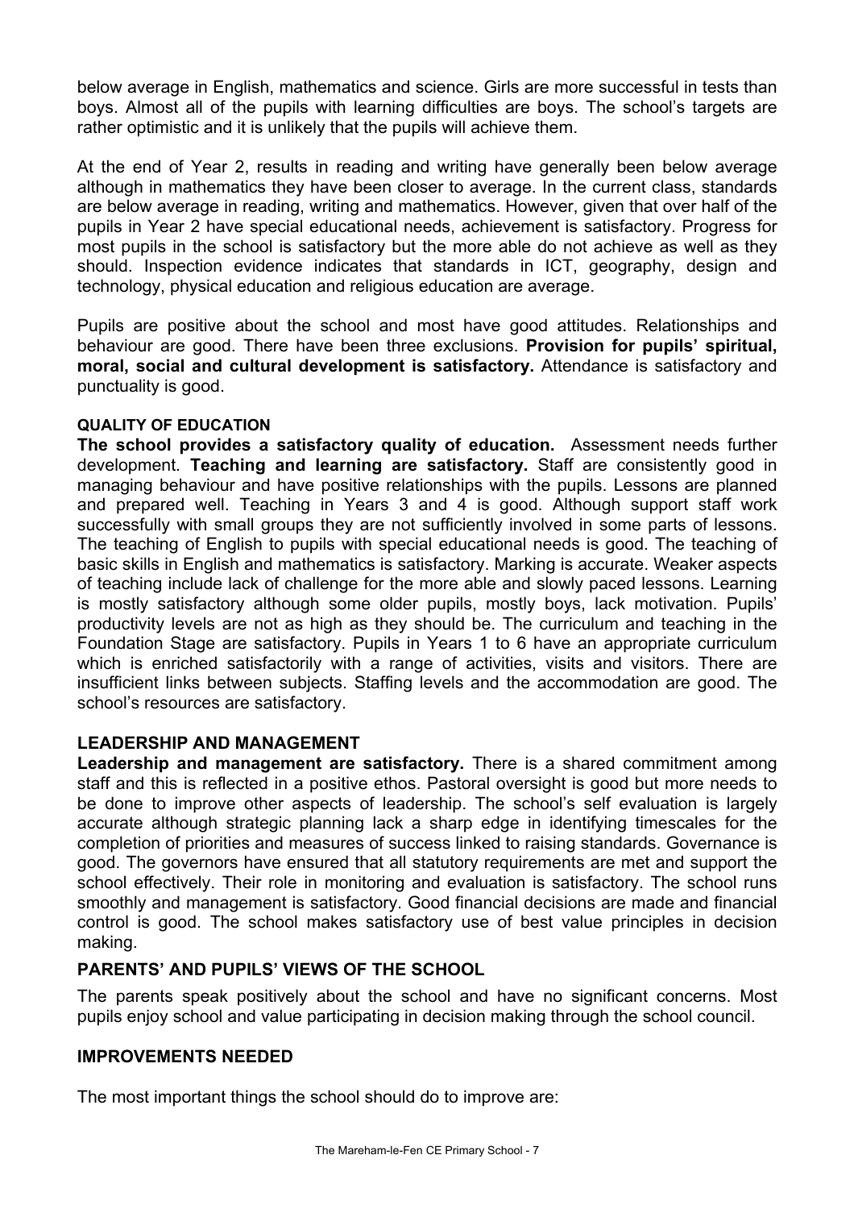below average in English, mathematics and science. Girls are more successful in tests than boys. Almost all of the pupils with learning difficulties are boys. The school's targets are rather optimistic and it is unlikely that the pupils will achieve them.

At the end of Year 2, results in reading and writing have generally been below average although in mathematics they have been closer to average. In the current class, standards are below average in reading, writing and mathematics. However, given that over half of the pupils in Year 2 have special educational needs, achievement is satisfactory. Progress for most pupils in the school is satisfactory but the more able do not achieve as well as they should. Inspection evidence indicates that standards in ICT, geography, design and technology, physical education and religious education are average.

Pupils are positive about the school and most have good attitudes. Relationships and behaviour are good. There have been three exclusions. **Provision for pupils' spiritual, moral, social and cultural development is satisfactory.** Attendance is satisfactory and punctuality is good.

### QUALITY OF EDUCATION

**The school provides a satisfactory quality of education.** Assessment needs further development. **Teaching and learning are satisfactory.** Staff are consistently good in managing behaviour and have positive relationships with the pupils. Lessons are planned and prepared well. Teaching in Years 3 and 4 is good. Although support staff work successfully with small groups they are not sufficiently involved in some parts of lessons. The teaching of English to pupils with special educational needs is good. The teaching of basic skills in English and mathematics is satisfactory. Marking is accurate. Weaker aspects of teaching include lack of challenge for the more able and slowly paced lessons. Learning is mostly satisfactory although some older pupils, mostly boys, lack motivation. Pupils' productivity levels are not as high as they should be. The curriculum and teaching in the Foundation Stage are satisfactory. Pupils in Years 1 to 6 have an appropriate curriculum which is enriched satisfactorily with a range of activities, visits and visitors. There are insufficient links between subjects. Staffing levels and the accommodation are good. The school's resources are satisfactory.

### LEADERSHIP AND MANAGEMENT

**Leadership and management are satisfactory.** There is a shared commitment among staff and this is reflected in a positive ethos. Pastoral oversight is good but more needs to be done to improve other aspects of leadership. The school's self evaluation is largely accurate although strategic planning lack a sharp edge in identifying timescales for the completion of priorities and measures of success linked to raising standards. Governance is good. The governors have ensured that all statutory requirements are met and support the school effectively. Their role in monitoring and evaluation is satisfactory. The school runs smoothly and management is satisfactory. Good financial decisions are made and financial control is good. The school makes satisfactory use of best value principles in decision making.

### PARENTS' AND PUPILS' VIEWS OF THE SCHOOL

The parents speak positively about the school and have no significant concerns. Most pupils enjoy school and value participating in decision making through the school council.

### IMPROVEMENTS NEEDED

The most important things the school should do to improve are: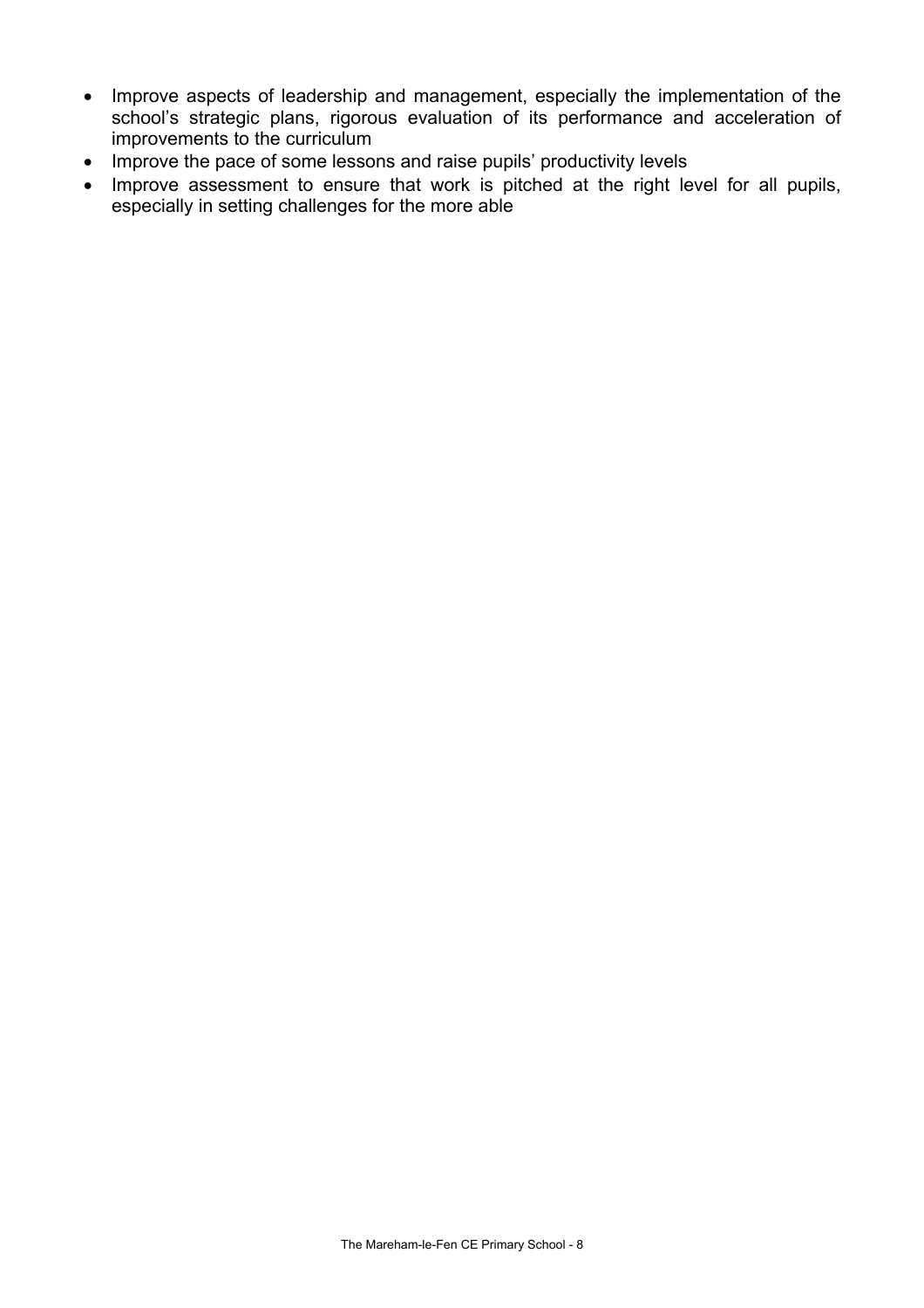- Improve aspects of leadership and management, especially the implementation of the school's strategic plans, rigorous evaluation of its performance and acceleration of improvements to the curriculum
- Improve the pace of some lessons and raise pupils' productivity levels
- Improve assessment to ensure that work is pitched at the right level for all pupils, especially in setting challenges for the more able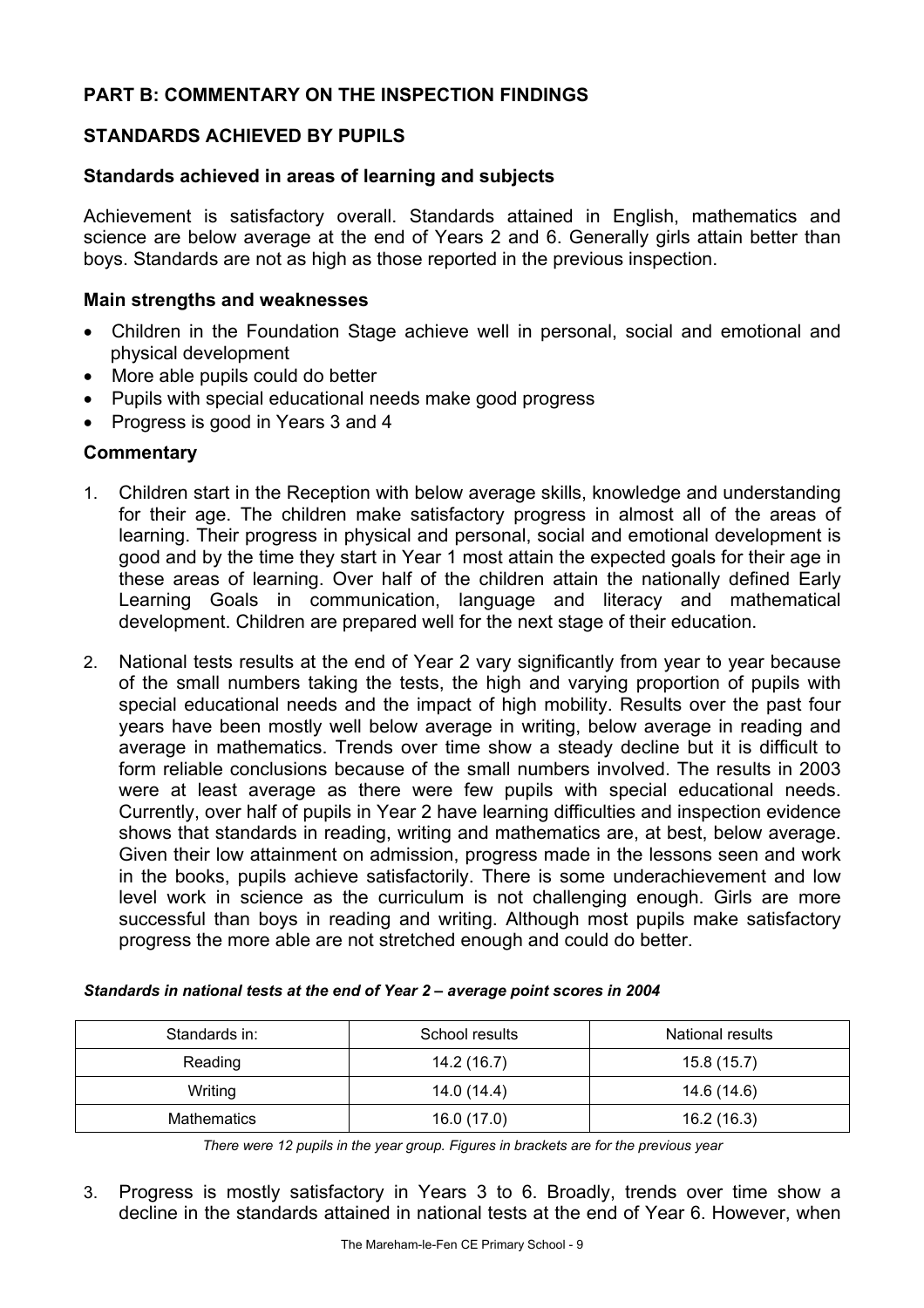## PART B: COMMENTARY ON THE INSPECTION FINDINGS

## STANDARDS ACHIEVED BY PUPILS

### Standards achieved in areas of learning and subjects

Achievement is satisfactory overall. Standards attained in English, mathematics and science are below average at the end of Years 2 and 6. Generally girls attain better than boys. Standards are not as high as those reported in the previous inspection.

### Main strengths and weaknesses

- Children in the Foundation Stage achieve well in personal, social and emotional and physical development
- More able pupils could do better
- Pupils with special educational needs make good progress
- Progress is good in Years 3 and 4

### Commentary

1. Children start in the Reception with below average skills, knowledge and understanding for their age. The children make satisfactory progress in almost all of the areas of learning. Their progress in physical and personal, social and emotional development is good and by the time they start in Year 1 most attain the expected goals for their age in these areas of learning. Over half of the children attain the nationally defined Early Learning Goals in communication, language and literacy and mathematical development. Children are prepared well for the next stage of their education.

2. National tests results at the end of Year 2 vary significantly from year to year because of the small numbers taking the tests, the high and varying proportion of pupils with special educational needs and the impact of high mobility. Results over the past four years have been mostly well below average in writing, below average in reading and average in mathematics. Trends over time show a steady decline but it is difficult to form reliable conclusions because of the small numbers involved. The results in 2003 were at least average as there were few pupils with special educational needs. Currently, over half of pupils in Year 2 have learning difficulties and inspection evidence shows that standards in reading, writing and mathematics are, at best, below average. Given their low attainment on admission, progress made in the lessons seen and work in the books, pupils achieve satisfactorily. There is some underachievement and low level work in science as the curriculum is not challenging enough. Girls are more successful than boys in reading and writing. Although most pupils make satisfactory progress the more able are not stretched enough and could do better.

***Standards in national tests at the end of Year 2 – average point scores in 2004***

| Standards in: | School results | National results |
|---|---|---|
| Reading | 14.2 (16.7) | 15.8 (15.7) |
| Writing | 14.0 (14.4) | 14.6 (14.6) |
| Mathematics | 16.0 (17.0) | 16.2 (16.3) |

*There were 12 pupils in the year group. Figures in brackets are for the previous year*

3. Progress is mostly satisfactory in Years 3 to 6. Broadly, trends over time show a decline in the standards attained in national tests at the end of Year 6. However, when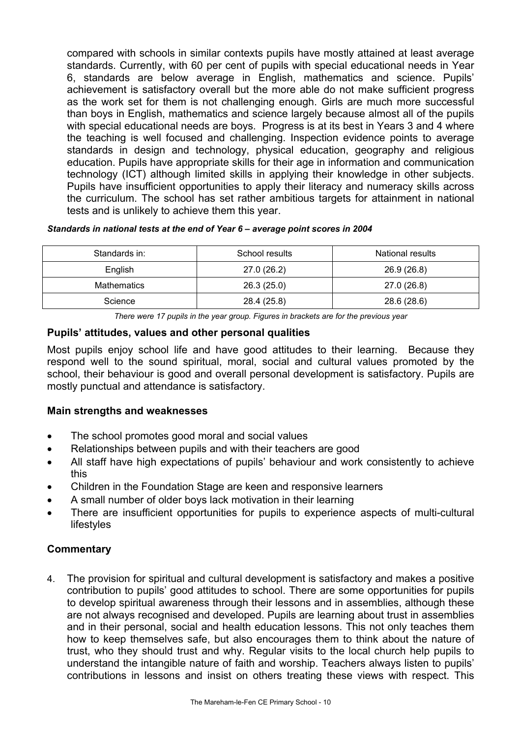compared with schools in similar contexts pupils have mostly attained at least average standards. Currently, with 60 per cent of pupils with special educational needs in Year 6, standards are below average in English, mathematics and science. Pupils' achievement is satisfactory overall but the more able do not make sufficient progress as the work set for them is not challenging enough. Girls are much more successful than boys in English, mathematics and science largely because almost all of the pupils with special educational needs are boys. Progress is at its best in Years 3 and 4 where the teaching is well focused and challenging. Inspection evidence points to average standards in design and technology, physical education, geography and religious education. Pupils have appropriate skills for their age in information and communication technology (ICT) although limited skills in applying their knowledge in other subjects. Pupils have insufficient opportunities to apply their literacy and numeracy skills across the curriculum. The school has set rather ambitious targets for attainment in national tests and is unlikely to achieve them this year.

***Standards in national tests at the end of Year 6 – average point scores in 2004***

| Standards in: | School results | National results |
|---|---|---|
| English | 27.0 (26.2) | 26.9 (26.8) |
| Mathematics | 26.3 (25.0) | 27.0 (26.8) |
| Science | 28.4 (25.8) | 28.6 (28.6) |

*There were 17 pupils in the year group. Figures in brackets are for the previous year*

### Pupils' attitudes, values and other personal qualities

Most pupils enjoy school life and have good attitudes to their learning. Because they respond well to the sound spiritual, moral, social and cultural values promoted by the school, their behaviour is good and overall personal development is satisfactory. Pupils are mostly punctual and attendance is satisfactory.

### Main strengths and weaknesses

- The school promotes good moral and social values
- Relationships between pupils and with their teachers are good
- All staff have high expectations of pupils' behaviour and work consistently to achieve this
- Children in the Foundation Stage are keen and responsive learners
- A small number of older boys lack motivation in their learning
- There are insufficient opportunities for pupils to experience aspects of multi-cultural lifestyles

### Commentary

4. The provision for spiritual and cultural development is satisfactory and makes a positive contribution to pupils' good attitudes to school. There are some opportunities for pupils to develop spiritual awareness through their lessons and in assemblies, although these are not always recognised and developed. Pupils are learning about trust in assemblies and in their personal, social and health education lessons. This not only teaches them how to keep themselves safe, but also encourages them to think about the nature of trust, who they should trust and why. Regular visits to the local church help pupils to understand the intangible nature of faith and worship. Teachers always listen to pupils' contributions in lessons and insist on others treating these views with respect. This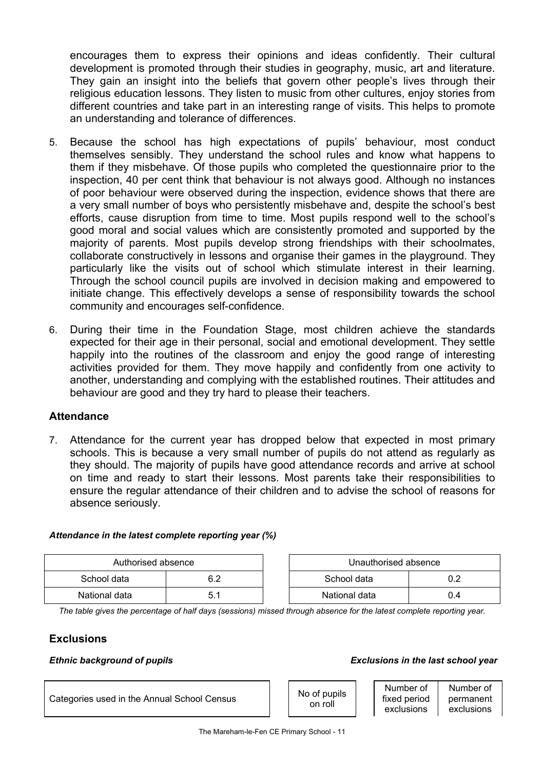encourages them to express their opinions and ideas confidently. Their cultural development is promoted through their studies in geography, music, art and literature. They gain an insight into the beliefs that govern other people's lives through their religious education lessons. They listen to music from other cultures, enjoy stories from different countries and take part in an interesting range of visits. This helps to promote an understanding and tolerance of differences.

5. Because the school has high expectations of pupils' behaviour, most conduct themselves sensibly. They understand the school rules and know what happens to them if they misbehave. Of those pupils who completed the questionnaire prior to the inspection, 40 per cent think that behaviour is not always good. Although no instances of poor behaviour were observed during the inspection, evidence shows that there are a very small number of boys who persistently misbehave and, despite the school's best efforts, cause disruption from time to time. Most pupils respond well to the school's good moral and social values which are consistently promoted and supported by the majority of parents. Most pupils develop strong friendships with their schoolmates, collaborate constructively in lessons and organise their games in the playground. They particularly like the visits out of school which stimulate interest in their learning. Through the school council pupils are involved in decision making and empowered to initiate change. This effectively develops a sense of responsibility towards the school community and encourages self-confidence.

6. During their time in the Foundation Stage, most children achieve the standards expected for their age in their personal, social and emotional development. They settle happily into the routines of the classroom and enjoy the good range of interesting activities provided for them. They move happily and confidently from one activity to another, understanding and complying with the established routines. Their attitudes and behaviour are good and they try hard to please their teachers.

## Attendance

7. Attendance for the current year has dropped below that expected in most primary schools. This is because a very small number of pupils do not attend as regularly as they should. The majority of pupils have good attendance records and arrive at school on time and ready to start their lessons. Most parents take their responsibilities to ensure the regular attendance of their children and to advise the school of reasons for absence seriously.

***Attendance in the latest complete reporting year (%)***

| Authorised absence | |
|---|---|
| School data | 6.2 |
| National data | 5.1 |

| Unauthorised absence | |
|---|---|
| School data | 0.2 |
| National data | 0.4 |

*The table gives the percentage of half days (sessions) missed through absence for the latest complete reporting year.*

## Exclusions

***Ethnic background of pupils*** ***Exclusions in the last school year***

| Categories used in the Annual School Census | No of pupils on roll | Number of fixed period exclusions | Number of permanent exclusions |
|---|---|---|---|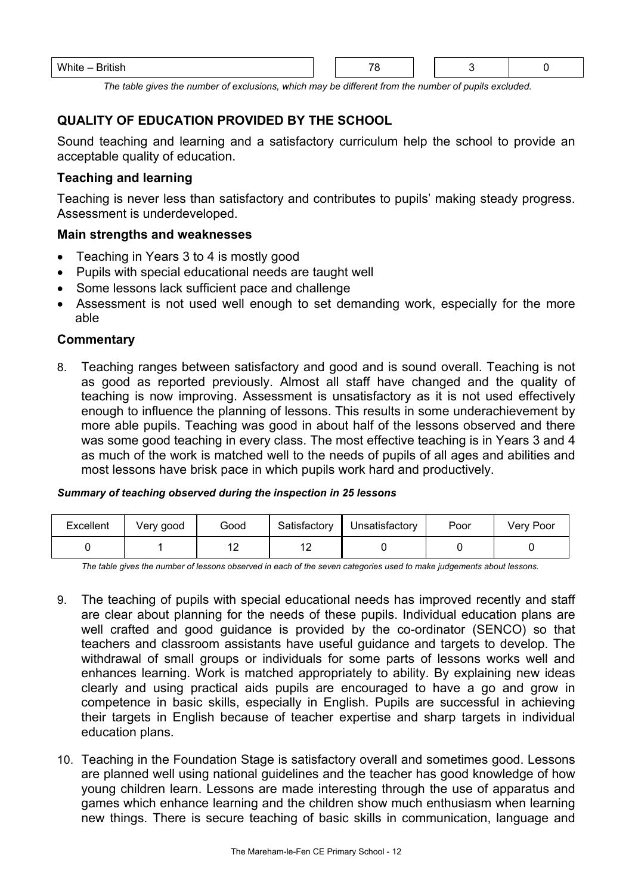| White – British | 78 | 3 | 0 |
|---|---|---|---|

*The table gives the number of exclusions, which may be different from the number of pupils excluded.*

## QUALITY OF EDUCATION PROVIDED BY THE SCHOOL

Sound teaching and learning and a satisfactory curriculum help the school to provide an acceptable quality of education.

### Teaching and learning

Teaching is never less than satisfactory and contributes to pupils' making steady progress. Assessment is underdeveloped.

### Main strengths and weaknesses

- Teaching in Years 3 to 4 is mostly good
- Pupils with special educational needs are taught well
- Some lessons lack sufficient pace and challenge
- Assessment is not used well enough to set demanding work, especially for the more able

### Commentary

8. Teaching ranges between satisfactory and good and is sound overall. Teaching is not as good as reported previously. Almost all staff have changed and the quality of teaching is now improving. Assessment is unsatisfactory as it is not used effectively enough to influence the planning of lessons. This results in some underachievement by more able pupils. Teaching was good in about half of the lessons observed and there was some good teaching in every class. The most effective teaching is in Years 3 and 4 as much of the work is matched well to the needs of pupils of all ages and abilities and most lessons have brisk pace in which pupils work hard and productively.

***Summary of teaching observed during the inspection in 25 lessons***

| Excellent | Very good | Good | Satisfactory | Unsatisfactory | Poor | Very Poor |
|---|---|---|---|---|---|---|
| 0 | 1 | 12 | 12 | 0 | 0 | 0 |

*The table gives the number of lessons observed in each of the seven categories used to make judgements about lessons.*

9. The teaching of pupils with special educational needs has improved recently and staff are clear about planning for the needs of these pupils. Individual education plans are well crafted and good guidance is provided by the co-ordinator (SENCO) so that teachers and classroom assistants have useful guidance and targets to develop. The withdrawal of small groups or individuals for some parts of lessons works well and enhances learning. Work is matched appropriately to ability. By explaining new ideas clearly and using practical aids pupils are encouraged to have a go and grow in competence in basic skills, especially in English. Pupils are successful in achieving their targets in English because of teacher expertise and sharp targets in individual education plans.

10. Teaching in the Foundation Stage is satisfactory overall and sometimes good. Lessons are planned well using national guidelines and the teacher has good knowledge of how young children learn. Lessons are made interesting through the use of apparatus and games which enhance learning and the children show much enthusiasm when learning new things. There is secure teaching of basic skills in communication, language and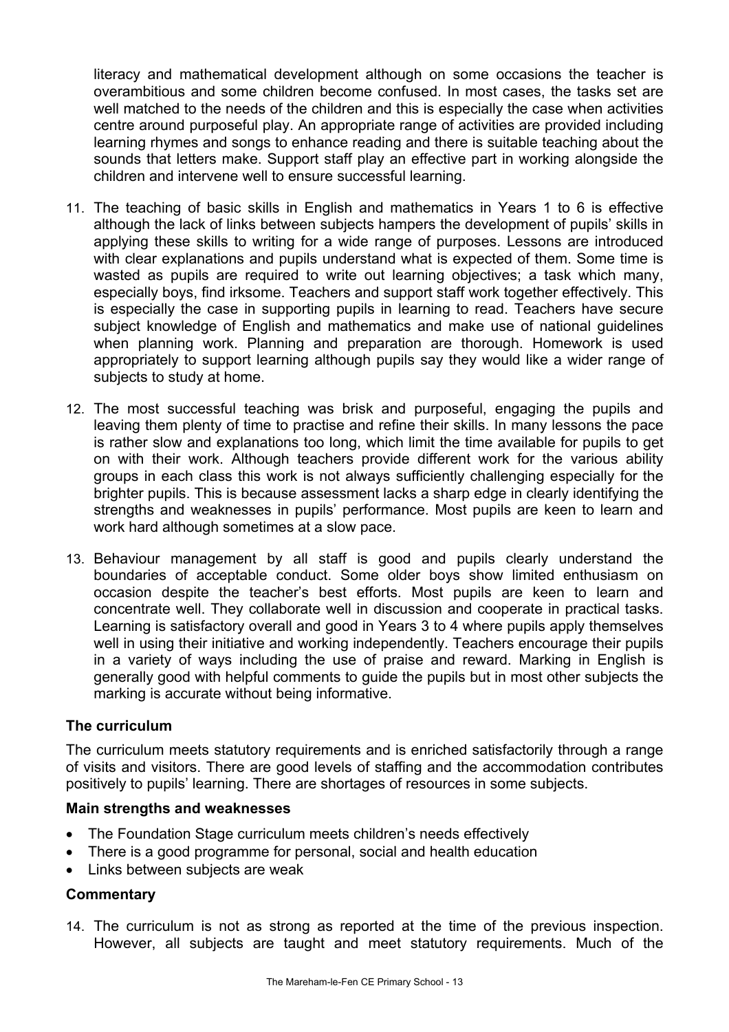literacy and mathematical development although on some occasions the teacher is overambitious and some children become confused. In most cases, the tasks set are well matched to the needs of the children and this is especially the case when activities centre around purposeful play. An appropriate range of activities are provided including learning rhymes and songs to enhance reading and there is suitable teaching about the sounds that letters make. Support staff play an effective part in working alongside the children and intervene well to ensure successful learning.

11. The teaching of basic skills in English and mathematics in Years 1 to 6 is effective although the lack of links between subjects hampers the development of pupils' skills in applying these skills to writing for a wide range of purposes. Lessons are introduced with clear explanations and pupils understand what is expected of them. Some time is wasted as pupils are required to write out learning objectives; a task which many, especially boys, find irksome. Teachers and support staff work together effectively. This is especially the case in supporting pupils in learning to read. Teachers have secure subject knowledge of English and mathematics and make use of national guidelines when planning work. Planning and preparation are thorough. Homework is used appropriately to support learning although pupils say they would like a wider range of subjects to study at home.

12. The most successful teaching was brisk and purposeful, engaging the pupils and leaving them plenty of time to practise and refine their skills. In many lessons the pace is rather slow and explanations too long, which limit the time available for pupils to get on with their work. Although teachers provide different work for the various ability groups in each class this work is not always sufficiently challenging especially for the brighter pupils. This is because assessment lacks a sharp edge in clearly identifying the strengths and weaknesses in pupils' performance. Most pupils are keen to learn and work hard although sometimes at a slow pace.

13. Behaviour management by all staff is good and pupils clearly understand the boundaries of acceptable conduct. Some older boys show limited enthusiasm on occasion despite the teacher's best efforts. Most pupils are keen to learn and concentrate well. They collaborate well in discussion and cooperate in practical tasks. Learning is satisfactory overall and good in Years 3 to 4 where pupils apply themselves well in using their initiative and working independently. Teachers encourage their pupils in a variety of ways including the use of praise and reward. Marking in English is generally good with helpful comments to guide the pupils but in most other subjects the marking is accurate without being informative.

### The curriculum

The curriculum meets statutory requirements and is enriched satisfactorily through a range of visits and visitors. There are good levels of staffing and the accommodation contributes positively to pupils' learning. There are shortages of resources in some subjects.

### Main strengths and weaknesses

- The Foundation Stage curriculum meets children's needs effectively
- There is a good programme for personal, social and health education
- Links between subjects are weak

### Commentary

14. The curriculum is not as strong as reported at the time of the previous inspection. However, all subjects are taught and meet statutory requirements. Much of the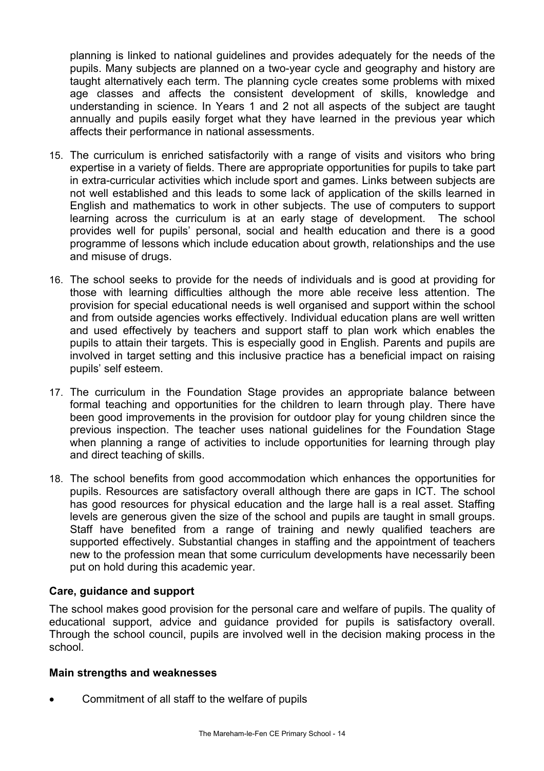planning is linked to national guidelines and provides adequately for the needs of the pupils. Many subjects are planned on a two-year cycle and geography and history are taught alternatively each term. The planning cycle creates some problems with mixed age classes and affects the consistent development of skills, knowledge and understanding in science. In Years 1 and 2 not all aspects of the subject are taught annually and pupils easily forget what they have learned in the previous year which affects their performance in national assessments.

15. The curriculum is enriched satisfactorily with a range of visits and visitors who bring expertise in a variety of fields. There are appropriate opportunities for pupils to take part in extra-curricular activities which include sport and games. Links between subjects are not well established and this leads to some lack of application of the skills learned in English and mathematics to work in other subjects. The use of computers to support learning across the curriculum is at an early stage of development. The school provides well for pupils' personal, social and health education and there is a good programme of lessons which include education about growth, relationships and the use and misuse of drugs.

16. The school seeks to provide for the needs of individuals and is good at providing for those with learning difficulties although the more able receive less attention. The provision for special educational needs is well organised and support within the school and from outside agencies works effectively. Individual education plans are well written and used effectively by teachers and support staff to plan work which enables the pupils to attain their targets. This is especially good in English. Parents and pupils are involved in target setting and this inclusive practice has a beneficial impact on raising pupils' self esteem.

17. The curriculum in the Foundation Stage provides an appropriate balance between formal teaching and opportunities for the children to learn through play. There have been good improvements in the provision for outdoor play for young children since the previous inspection. The teacher uses national guidelines for the Foundation Stage when planning a range of activities to include opportunities for learning through play and direct teaching of skills.

18. The school benefits from good accommodation which enhances the opportunities for pupils. Resources are satisfactory overall although there are gaps in ICT. The school has good resources for physical education and the large hall is a real asset. Staffing levels are generous given the size of the school and pupils are taught in small groups. Staff have benefited from a range of training and newly qualified teachers are supported effectively. Substantial changes in staffing and the appointment of teachers new to the profession mean that some curriculum developments have necessarily been put on hold during this academic year.

### Care, guidance and support

The school makes good provision for the personal care and welfare of pupils. The quality of educational support, advice and guidance provided for pupils is satisfactory overall. Through the school council, pupils are involved well in the decision making process in the school.

#### Main strengths and weaknesses

- Commitment of all staff to the welfare of pupils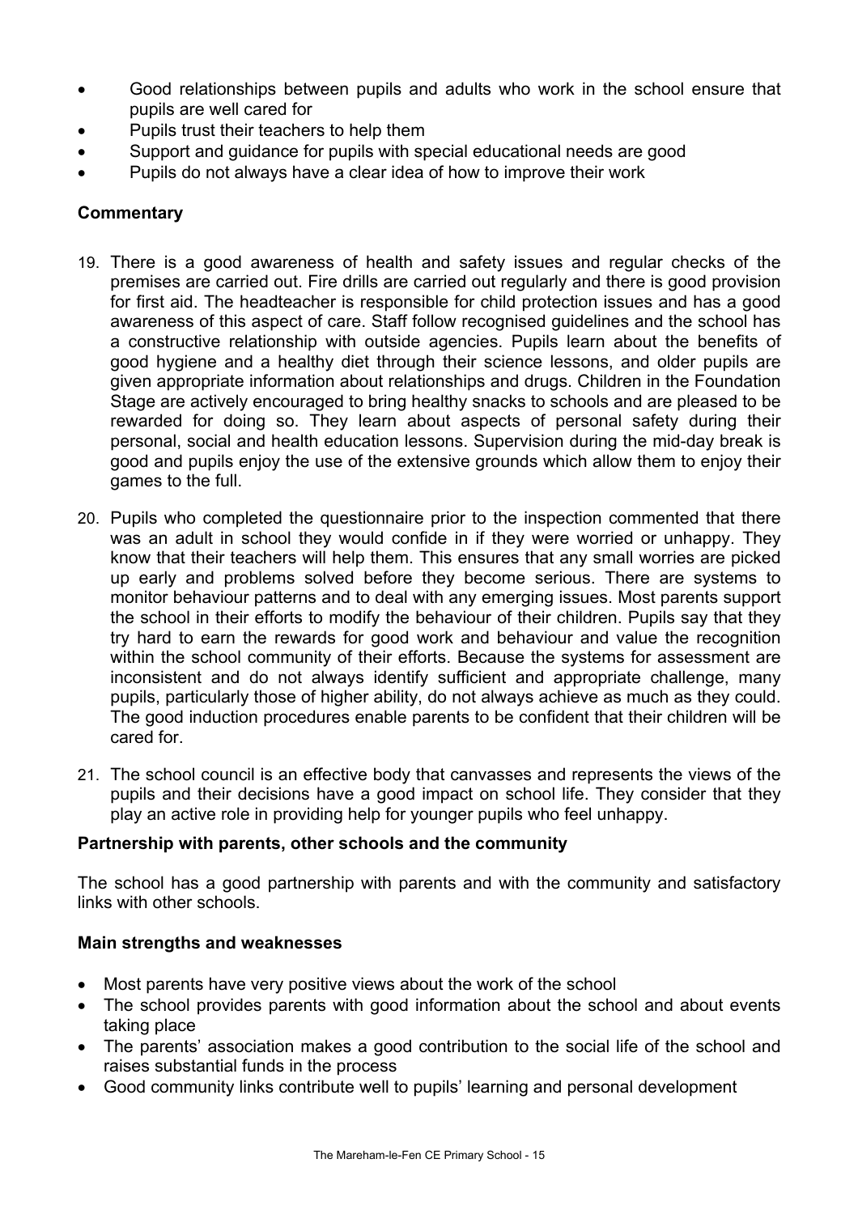- Good relationships between pupils and adults who work in the school ensure that pupils are well cared for
- Pupils trust their teachers to help them
- Support and guidance for pupils with special educational needs are good
- Pupils do not always have a clear idea of how to improve their work

### Commentary

19. There is a good awareness of health and safety issues and regular checks of the premises are carried out. Fire drills are carried out regularly and there is good provision for first aid. The headteacher is responsible for child protection issues and has a good awareness of this aspect of care. Staff follow recognised guidelines and the school has a constructive relationship with outside agencies. Pupils learn about the benefits of good hygiene and a healthy diet through their science lessons, and older pupils are given appropriate information about relationships and drugs. Children in the Foundation Stage are actively encouraged to bring healthy snacks to schools and are pleased to be rewarded for doing so. They learn about aspects of personal safety during their personal, social and health education lessons. Supervision during the mid-day break is good and pupils enjoy the use of the extensive grounds which allow them to enjoy their games to the full.

20. Pupils who completed the questionnaire prior to the inspection commented that there was an adult in school they would confide in if they were worried or unhappy. They know that their teachers will help them. This ensures that any small worries are picked up early and problems solved before they become serious. There are systems to monitor behaviour patterns and to deal with any emerging issues. Most parents support the school in their efforts to modify the behaviour of their children. Pupils say that they try hard to earn the rewards for good work and behaviour and value the recognition within the school community of their efforts. Because the systems for assessment are inconsistent and do not always identify sufficient and appropriate challenge, many pupils, particularly those of higher ability, do not always achieve as much as they could. The good induction procedures enable parents to be confident that their children will be cared for.

21. The school council is an effective body that canvasses and represents the views of the pupils and their decisions have a good impact on school life. They consider that they play an active role in providing help for younger pupils who feel unhappy.

### Partnership with parents, other schools and the community

The school has a good partnership with parents and with the community and satisfactory links with other schools.

### Main strengths and weaknesses

- Most parents have very positive views about the work of the school
- The school provides parents with good information about the school and about events taking place
- The parents' association makes a good contribution to the social life of the school and raises substantial funds in the process
- Good community links contribute well to pupils' learning and personal development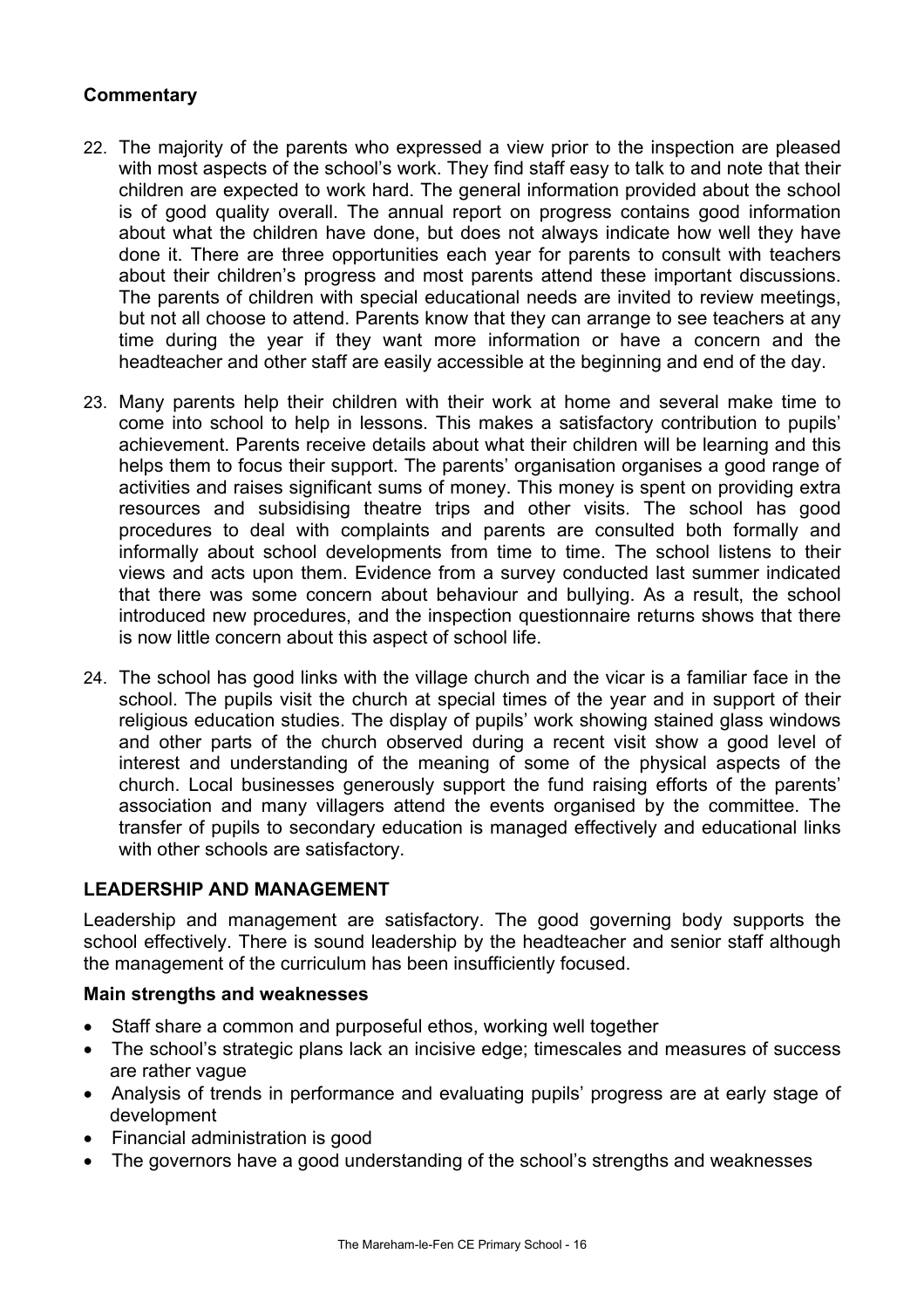### Commentary

22. The majority of the parents who expressed a view prior to the inspection are pleased with most aspects of the school's work. They find staff easy to talk to and note that their children are expected to work hard. The general information provided about the school is of good quality overall. The annual report on progress contains good information about what the children have done, but does not always indicate how well they have done it. There are three opportunities each year for parents to consult with teachers about their children's progress and most parents attend these important discussions. The parents of children with special educational needs are invited to review meetings, but not all choose to attend. Parents know that they can arrange to see teachers at any time during the year if they want more information or have a concern and the headteacher and other staff are easily accessible at the beginning and end of the day.

23. Many parents help their children with their work at home and several make time to come into school to help in lessons. This makes a satisfactory contribution to pupils' achievement. Parents receive details about what their children will be learning and this helps them to focus their support. The parents' organisation organises a good range of activities and raises significant sums of money. This money is spent on providing extra resources and subsidising theatre trips and other visits. The school has good procedures to deal with complaints and parents are consulted both formally and informally about school developments from time to time. The school listens to their views and acts upon them. Evidence from a survey conducted last summer indicated that there was some concern about behaviour and bullying. As a result, the school introduced new procedures, and the inspection questionnaire returns shows that there is now little concern about this aspect of school life.

24. The school has good links with the village church and the vicar is a familiar face in the school. The pupils visit the church at special times of the year and in support of their religious education studies. The display of pupils' work showing stained glass windows and other parts of the church observed during a recent visit show a good level of interest and understanding of the meaning of some of the physical aspects of the church. Local businesses generously support the fund raising efforts of the parents' association and many villagers attend the events organised by the committee. The transfer of pupils to secondary education is managed effectively and educational links with other schools are satisfactory.

## LEADERSHIP AND MANAGEMENT

Leadership and management are satisfactory. The good governing body supports the school effectively. There is sound leadership by the headteacher and senior staff although the management of the curriculum has been insufficiently focused.

### Main strengths and weaknesses

- Staff share a common and purposeful ethos, working well together
- The school's strategic plans lack an incisive edge; timescales and measures of success are rather vague
- Analysis of trends in performance and evaluating pupils' progress are at early stage of development
- Financial administration is good
- The governors have a good understanding of the school's strengths and weaknesses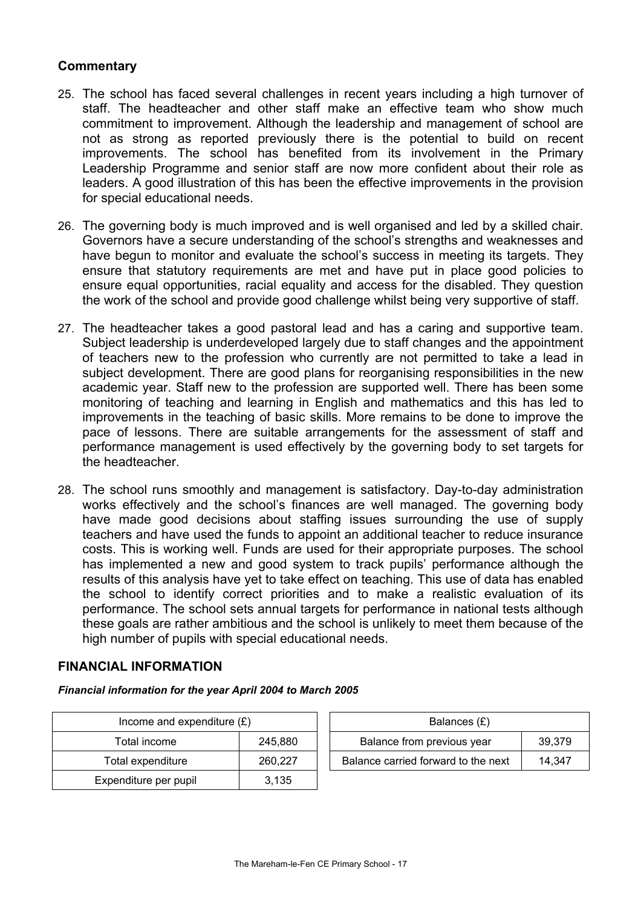### Commentary

25. The school has faced several challenges in recent years including a high turnover of staff. The headteacher and other staff make an effective team who show much commitment to improvement. Although the leadership and management of school are not as strong as reported previously there is the potential to build on recent improvements. The school has benefited from its involvement in the Primary Leadership Programme and senior staff are now more confident about their role as leaders. A good illustration of this has been the effective improvements in the provision for special educational needs.

26. The governing body is much improved and is well organised and led by a skilled chair. Governors have a secure understanding of the school's strengths and weaknesses and have begun to monitor and evaluate the school's success in meeting its targets. They ensure that statutory requirements are met and have put in place good policies to ensure equal opportunities, racial equality and access for the disabled. They question the work of the school and provide good challenge whilst being very supportive of staff.

27. The headteacher takes a good pastoral lead and has a caring and supportive team. Subject leadership is underdeveloped largely due to staff changes and the appointment of teachers new to the profession who currently are not permitted to take a lead in subject development. There are good plans for reorganising responsibilities in the new academic year. Staff new to the profession are supported well. There has been some monitoring of teaching and learning in English and mathematics and this has led to improvements in the teaching of basic skills. More remains to be done to improve the pace of lessons. There are suitable arrangements for the assessment of staff and performance management is used effectively by the governing body to set targets for the headteacher.

28. The school runs smoothly and management is satisfactory. Day-to-day administration works effectively and the school's finances are well managed. The governing body have made good decisions about staffing issues surrounding the use of supply teachers and have used the funds to appoint an additional teacher to reduce insurance costs. This is working well. Funds are used for their appropriate purposes. The school has implemented a new and good system to track pupils' performance although the results of this analysis have yet to take effect on teaching. This use of data has enabled the school to identify correct priorities and to make a realistic evaluation of its performance. The school sets annual targets for performance in national tests although these goals are rather ambitious and the school is unlikely to meet them because of the high number of pupils with special educational needs.

### FINANCIAL INFORMATION

***Financial information for the year April 2004 to March 2005***

| Income and expenditure (£) | |
|---|---|
| Total income | 245,880 |
| Total expenditure | 260,227 |
| Expenditure per pupil | 3,135 |

| Balances (£) | |
|---|---|
| Balance from previous year | 39,379 |
| Balance carried forward to the next | 14,347 |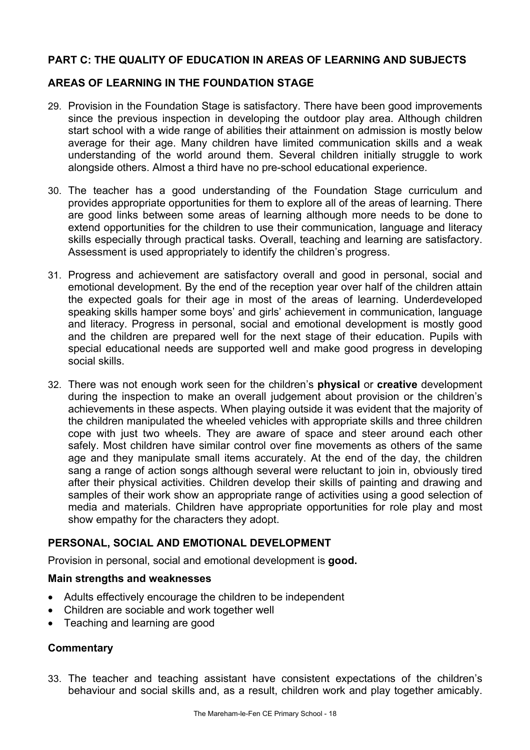## PART C: THE QUALITY OF EDUCATION IN AREAS OF LEARNING AND SUBJECTS

### AREAS OF LEARNING IN THE FOUNDATION STAGE

29. Provision in the Foundation Stage is satisfactory. There have been good improvements since the previous inspection in developing the outdoor play area. Although children start school with a wide range of abilities their attainment on admission is mostly below average for their age. Many children have limited communication skills and a weak understanding of the world around them. Several children initially struggle to work alongside others. Almost a third have no pre-school educational experience.

30. The teacher has a good understanding of the Foundation Stage curriculum and provides appropriate opportunities for them to explore all of the areas of learning. There are good links between some areas of learning although more needs to be done to extend opportunities for the children to use their communication, language and literacy skills especially through practical tasks. Overall, teaching and learning are satisfactory. Assessment is used appropriately to identify the children's progress.

31. Progress and achievement are satisfactory overall and good in personal, social and emotional development. By the end of the reception year over half of the children attain the expected goals for their age in most of the areas of learning. Underdeveloped speaking skills hamper some boys' and girls' achievement in communication, language and literacy. Progress in personal, social and emotional development is mostly good and the children are prepared well for the next stage of their education. Pupils with special educational needs are supported well and make good progress in developing social skills.

32. There was not enough work seen for the children's **physical** or **creative** development during the inspection to make an overall judgement about provision or the children's achievements in these aspects. When playing outside it was evident that the majority of the children manipulated the wheeled vehicles with appropriate skills and three children cope with just two wheels. They are aware of space and steer around each other safely. Most children have similar control over fine movements as others of the same age and they manipulate small items accurately. At the end of the day, the children sang a range of action songs although several were reluctant to join in, obviously tired after their physical activities. Children develop their skills of painting and drawing and samples of their work show an appropriate range of activities using a good selection of media and materials. Children have appropriate opportunities for role play and most show empathy for the characters they adopt.

### PERSONAL, SOCIAL AND EMOTIONAL DEVELOPMENT

Provision in personal, social and emotional development is **good.**

#### Main strengths and weaknesses

- Adults effectively encourage the children to be independent
- Children are sociable and work together well
- Teaching and learning are good

#### Commentary

33. The teacher and teaching assistant have consistent expectations of the children's behaviour and social skills and, as a result, children work and play together amicably.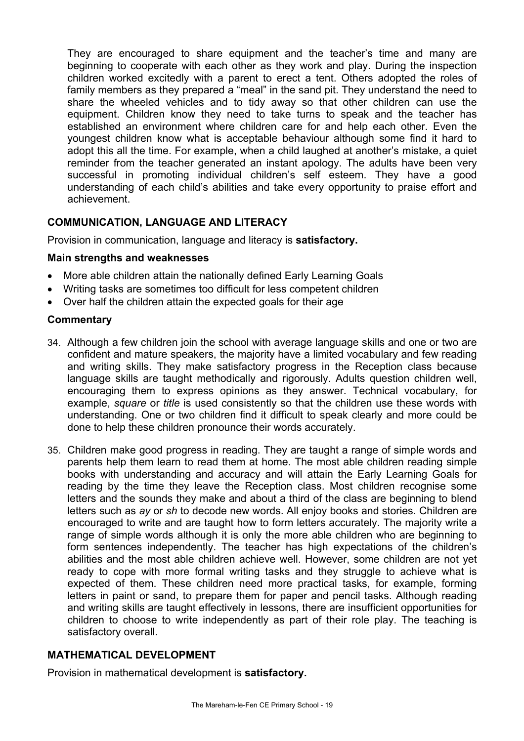They are encouraged to share equipment and the teacher's time and many are beginning to cooperate with each other as they work and play. During the inspection children worked excitedly with a parent to erect a tent. Others adopted the roles of family members as they prepared a "meal" in the sand pit. They understand the need to share the wheeled vehicles and to tidy away so that other children can use the equipment. Children know they need to take turns to speak and the teacher has established an environment where children care for and help each other. Even the youngest children know what is acceptable behaviour although some find it hard to adopt this all the time. For example, when a child laughed at another's mistake, a quiet reminder from the teacher generated an instant apology. The adults have been very successful in promoting individual children's self esteem. They have a good understanding of each child's abilities and take every opportunity to praise effort and achievement.

## COMMUNICATION, LANGUAGE AND LITERACY

Provision in communication, language and literacy is **satisfactory.**

### Main strengths and weaknesses

- More able children attain the nationally defined Early Learning Goals
- Writing tasks are sometimes too difficult for less competent children
- Over half the children attain the expected goals for their age

### Commentary

34. Although a few children join the school with average language skills and one or two are confident and mature speakers, the majority have a limited vocabulary and few reading and writing skills. They make satisfactory progress in the Reception class because language skills are taught methodically and rigorously. Adults question children well, encouraging them to express opinions as they answer. Technical vocabulary, for example, *square* or *title* is used consistently so that the children use these words with understanding. One or two children find it difficult to speak clearly and more could be done to help these children pronounce their words accurately.

35. Children make good progress in reading. They are taught a range of simple words and parents help them learn to read them at home. The most able children reading simple books with understanding and accuracy and will attain the Early Learning Goals for reading by the time they leave the Reception class. Most children recognise some letters and the sounds they make and about a third of the class are beginning to blend letters such as *ay* or *sh* to decode new words. All enjoy books and stories. Children are encouraged to write and are taught how to form letters accurately. The majority write a range of simple words although it is only the more able children who are beginning to form sentences independently. The teacher has high expectations of the children's abilities and the most able children achieve well. However, some children are not yet ready to cope with more formal writing tasks and they struggle to achieve what is expected of them. These children need more practical tasks, for example, forming letters in paint or sand, to prepare them for paper and pencil tasks. Although reading and writing skills are taught effectively in lessons, there are insufficient opportunities for children to choose to write independently as part of their role play. The teaching is satisfactory overall.

## MATHEMATICAL DEVELOPMENT

Provision in mathematical development is **satisfactory.**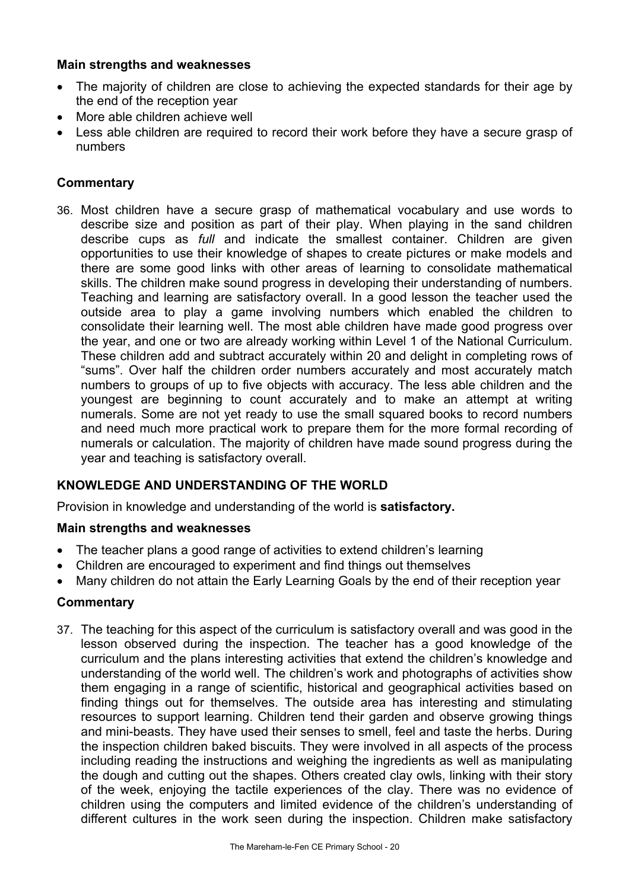**Main strengths and weaknesses**

- The majority of children are close to achieving the expected standards for their age by the end of the reception year
- More able children achieve well
- Less able children are required to record their work before they have a secure grasp of numbers

**Commentary**

36. Most children have a secure grasp of mathematical vocabulary and use words to describe size and position as part of their play. When playing in the sand children describe cups as *full* and indicate the smallest container. Children are given opportunities to use their knowledge of shapes to create pictures or make models and there are some good links with other areas of learning to consolidate mathematical skills. The children make sound progress in developing their understanding of numbers. Teaching and learning are satisfactory overall. In a good lesson the teacher used the outside area to play a game involving numbers which enabled the children to consolidate their learning well. The most able children have made good progress over the year, and one or two are already working within Level 1 of the National Curriculum. These children add and subtract accurately within 20 and delight in completing rows of "sums". Over half the children order numbers accurately and most accurately match numbers to groups of up to five objects with accuracy. The less able children and the youngest are beginning to count accurately and to make an attempt at writing numerals. Some are not yet ready to use the small squared books to record numbers and need much more practical work to prepare them for the more formal recording of numerals or calculation. The majority of children have made sound progress during the year and teaching is satisfactory overall.

**KNOWLEDGE AND UNDERSTANDING OF THE WORLD**

Provision in knowledge and understanding of the world is **satisfactory.**

**Main strengths and weaknesses**

- The teacher plans a good range of activities to extend children's learning
- Children are encouraged to experiment and find things out themselves
- Many children do not attain the Early Learning Goals by the end of their reception year

**Commentary**

37. The teaching for this aspect of the curriculum is satisfactory overall and was good in the lesson observed during the inspection. The teacher has a good knowledge of the curriculum and the plans interesting activities that extend the children's knowledge and understanding of the world well. The children's work and photographs of activities show them engaging in a range of scientific, historical and geographical activities based on finding things out for themselves. The outside area has interesting and stimulating resources to support learning. Children tend their garden and observe growing things and mini-beasts. They have used their senses to smell, feel and taste the herbs. During the inspection children baked biscuits. They were involved in all aspects of the process including reading the instructions and weighing the ingredients as well as manipulating the dough and cutting out the shapes. Others created clay owls, linking with their story of the week, enjoying the tactile experiences of the clay. There was no evidence of children using the computers and limited evidence of the children's understanding of different cultures in the work seen during the inspection. Children make satisfactory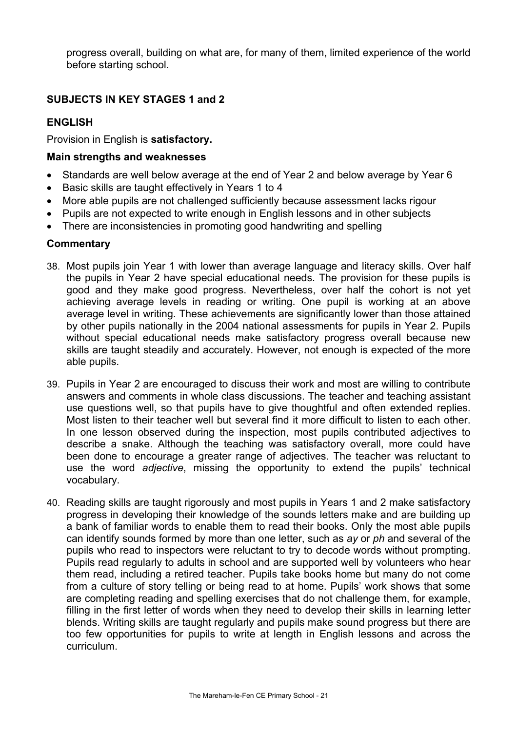progress overall, building on what are, for many of them, limited experience of the world before starting school.

## SUBJECTS IN KEY STAGES 1 and 2

### ENGLISH

Provision in English is **satisfactory.**

#### Main strengths and weaknesses

- Standards are well below average at the end of Year 2 and below average by Year 6
- Basic skills are taught effectively in Years 1 to 4
- More able pupils are not challenged sufficiently because assessment lacks rigour
- Pupils are not expected to write enough in English lessons and in other subjects
- There are inconsistencies in promoting good handwriting and spelling

#### Commentary

38. Most pupils join Year 1 with lower than average language and literacy skills. Over half the pupils in Year 2 have special educational needs. The provision for these pupils is good and they make good progress. Nevertheless, over half the cohort is not yet achieving average levels in reading or writing. One pupil is working at an above average level in writing. These achievements are significantly lower than those attained by other pupils nationally in the 2004 national assessments for pupils in Year 2. Pupils without special educational needs make satisfactory progress overall because new skills are taught steadily and accurately. However, not enough is expected of the more able pupils.

39. Pupils in Year 2 are encouraged to discuss their work and most are willing to contribute answers and comments in whole class discussions. The teacher and teaching assistant use questions well, so that pupils have to give thoughtful and often extended replies. Most listen to their teacher well but several find it more difficult to listen to each other. In one lesson observed during the inspection, most pupils contributed adjectives to describe a snake. Although the teaching was satisfactory overall, more could have been done to encourage a greater range of adjectives. The teacher was reluctant to use the word *adjective*, missing the opportunity to extend the pupils' technical vocabulary.

40. Reading skills are taught rigorously and most pupils in Years 1 and 2 make satisfactory progress in developing their knowledge of the sounds letters make and are building up a bank of familiar words to enable them to read their books. Only the most able pupils can identify sounds formed by more than one letter, such as *ay* or *ph* and several of the pupils who read to inspectors were reluctant to try to decode words without prompting. Pupils read regularly to adults in school and are supported well by volunteers who hear them read, including a retired teacher. Pupils take books home but many do not come from a culture of story telling or being read to at home. Pupils' work shows that some are completing reading and spelling exercises that do not challenge them, for example, filling in the first letter of words when they need to develop their skills in learning letter blends. Writing skills are taught regularly and pupils make sound progress but there are too few opportunities for pupils to write at length in English lessons and across the curriculum.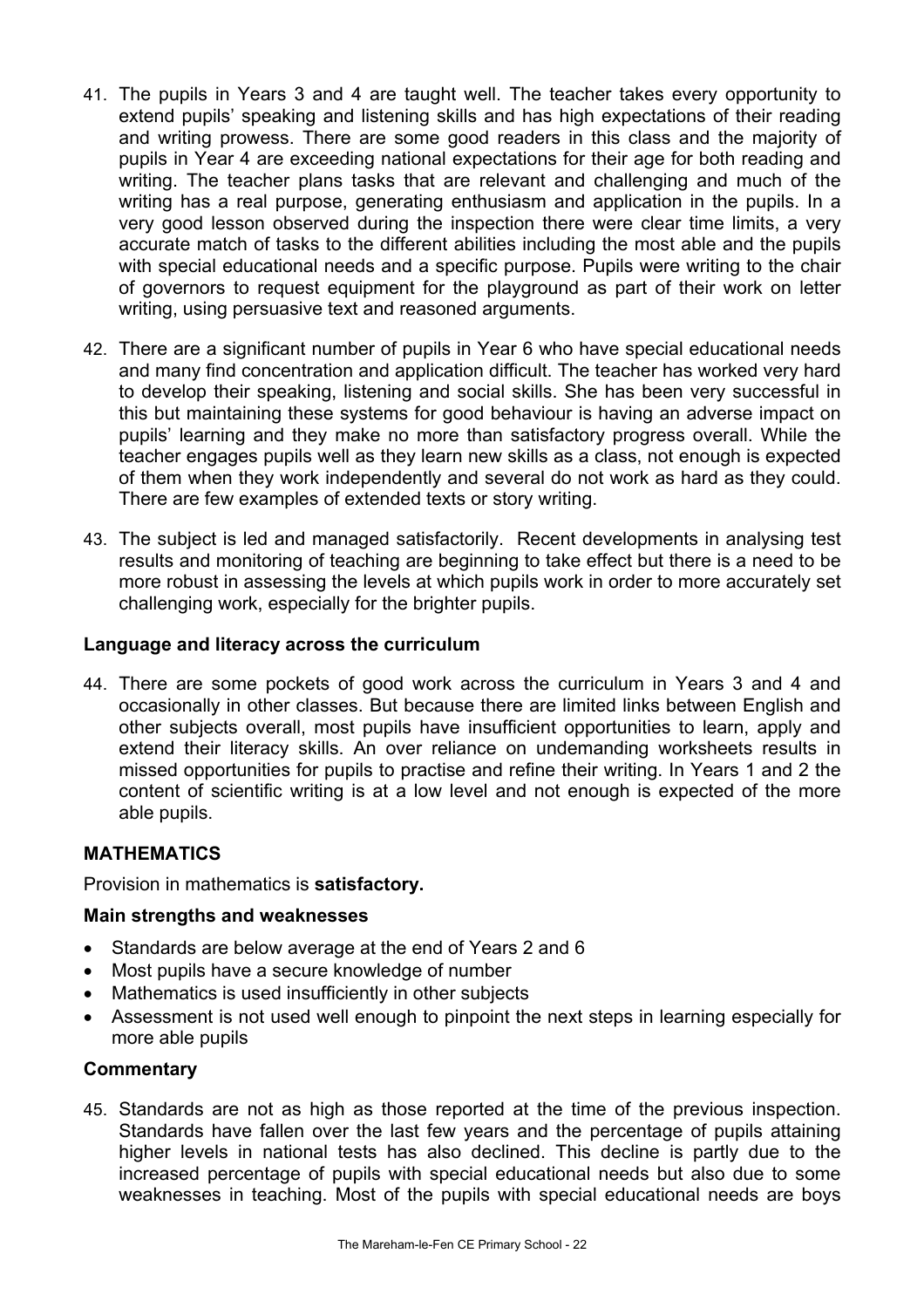41. The pupils in Years 3 and 4 are taught well. The teacher takes every opportunity to extend pupils' speaking and listening skills and has high expectations of their reading and writing prowess. There are some good readers in this class and the majority of pupils in Year 4 are exceeding national expectations for their age for both reading and writing. The teacher plans tasks that are relevant and challenging and much of the writing has a real purpose, generating enthusiasm and application in the pupils. In a very good lesson observed during the inspection there were clear time limits, a very accurate match of tasks to the different abilities including the most able and the pupils with special educational needs and a specific purpose. Pupils were writing to the chair of governors to request equipment for the playground as part of their work on letter writing, using persuasive text and reasoned arguments.

42. There are a significant number of pupils in Year 6 who have special educational needs and many find concentration and application difficult. The teacher has worked very hard to develop their speaking, listening and social skills. She has been very successful in this but maintaining these systems for good behaviour is having an adverse impact on pupils' learning and they make no more than satisfactory progress overall. While the teacher engages pupils well as they learn new skills as a class, not enough is expected of them when they work independently and several do not work as hard as they could. There are few examples of extended texts or story writing.

43. The subject is led and managed satisfactorily. Recent developments in analysing test results and monitoring of teaching are beginning to take effect but there is a need to be more robust in assessing the levels at which pupils work in order to more accurately set challenging work, especially for the brighter pupils.

### Language and literacy across the curriculum

44. There are some pockets of good work across the curriculum in Years 3 and 4 and occasionally in other classes. But because there are limited links between English and other subjects overall, most pupils have insufficient opportunities to learn, apply and extend their literacy skills. An over reliance on undemanding worksheets results in missed opportunities for pupils to practise and refine their writing. In Years 1 and 2 the content of scientific writing is at a low level and not enough is expected of the more able pupils.

## MATHEMATICS

Provision in mathematics is **satisfactory.**

### Main strengths and weaknesses

- Standards are below average at the end of Years 2 and 6
- Most pupils have a secure knowledge of number
- Mathematics is used insufficiently in other subjects
- Assessment is not used well enough to pinpoint the next steps in learning especially for more able pupils

### Commentary

45. Standards are not as high as those reported at the time of the previous inspection. Standards have fallen over the last few years and the percentage of pupils attaining higher levels in national tests has also declined. This decline is partly due to the increased percentage of pupils with special educational needs but also due to some weaknesses in teaching. Most of the pupils with special educational needs are boys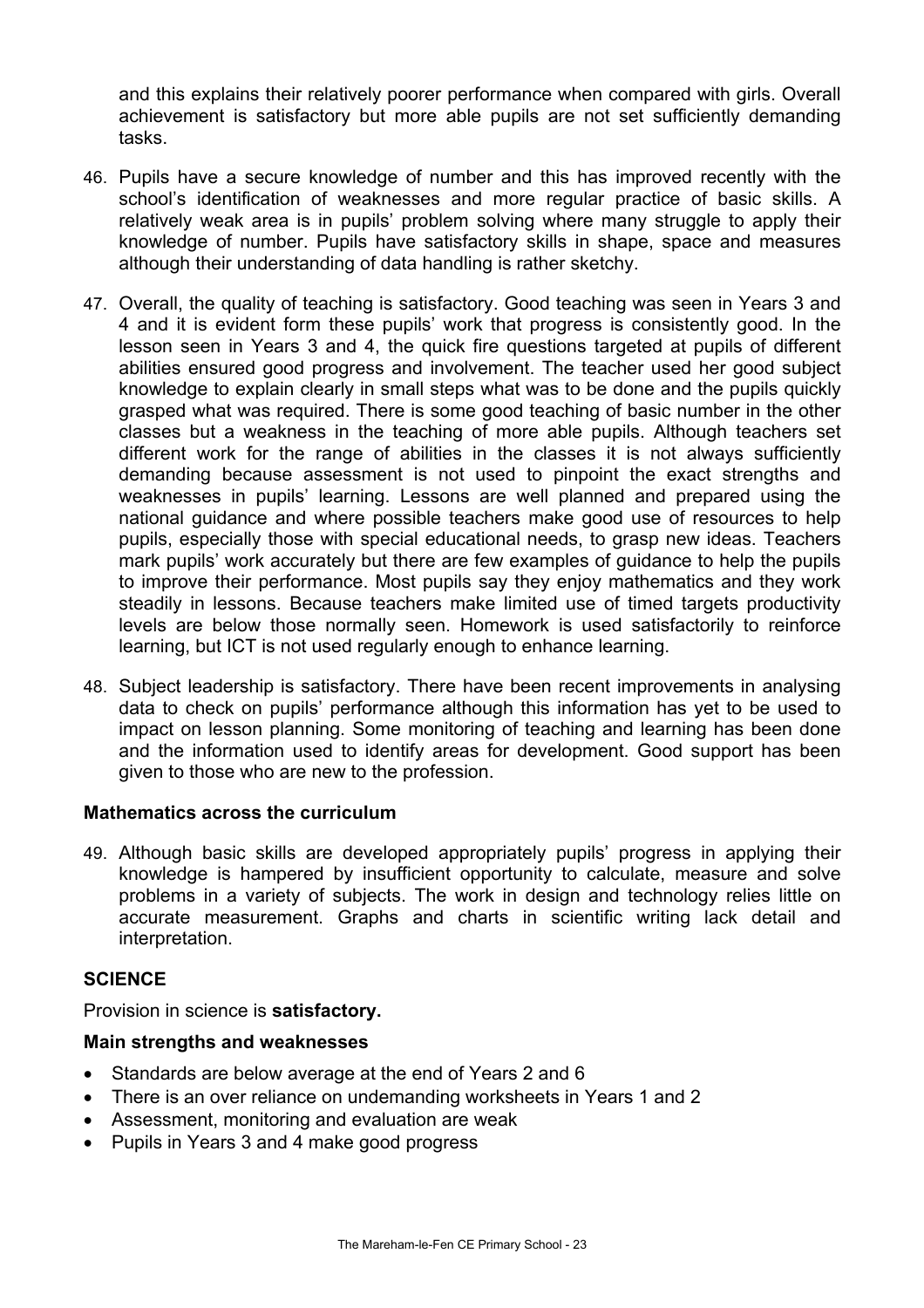and this explains their relatively poorer performance when compared with girls. Overall achievement is satisfactory but more able pupils are not set sufficiently demanding tasks.

46. Pupils have a secure knowledge of number and this has improved recently with the school's identification of weaknesses and more regular practice of basic skills. A relatively weak area is in pupils' problem solving where many struggle to apply their knowledge of number. Pupils have satisfactory skills in shape, space and measures although their understanding of data handling is rather sketchy.

47. Overall, the quality of teaching is satisfactory. Good teaching was seen in Years 3 and 4 and it is evident form these pupils' work that progress is consistently good. In the lesson seen in Years 3 and 4, the quick fire questions targeted at pupils of different abilities ensured good progress and involvement. The teacher used her good subject knowledge to explain clearly in small steps what was to be done and the pupils quickly grasped what was required. There is some good teaching of basic number in the other classes but a weakness in the teaching of more able pupils. Although teachers set different work for the range of abilities in the classes it is not always sufficiently demanding because assessment is not used to pinpoint the exact strengths and weaknesses in pupils' learning. Lessons are well planned and prepared using the national guidance and where possible teachers make good use of resources to help pupils, especially those with special educational needs, to grasp new ideas. Teachers mark pupils' work accurately but there are few examples of guidance to help the pupils to improve their performance. Most pupils say they enjoy mathematics and they work steadily in lessons. Because teachers make limited use of timed targets productivity levels are below those normally seen. Homework is used satisfactorily to reinforce learning, but ICT is not used regularly enough to enhance learning.

48. Subject leadership is satisfactory. There have been recent improvements in analysing data to check on pupils' performance although this information has yet to be used to impact on lesson planning. Some monitoring of teaching and learning has been done and the information used to identify areas for development. Good support has been given to those who are new to the profession.

### Mathematics across the curriculum

49. Although basic skills are developed appropriately pupils' progress in applying their knowledge is hampered by insufficient opportunity to calculate, measure and solve problems in a variety of subjects. The work in design and technology relies little on accurate measurement. Graphs and charts in scientific writing lack detail and interpretation.

## SCIENCE

Provision in science is **satisfactory.**

### Main strengths and weaknesses

- Standards are below average at the end of Years 2 and 6
- There is an over reliance on undemanding worksheets in Years 1 and 2
- Assessment, monitoring and evaluation are weak
- Pupils in Years 3 and 4 make good progress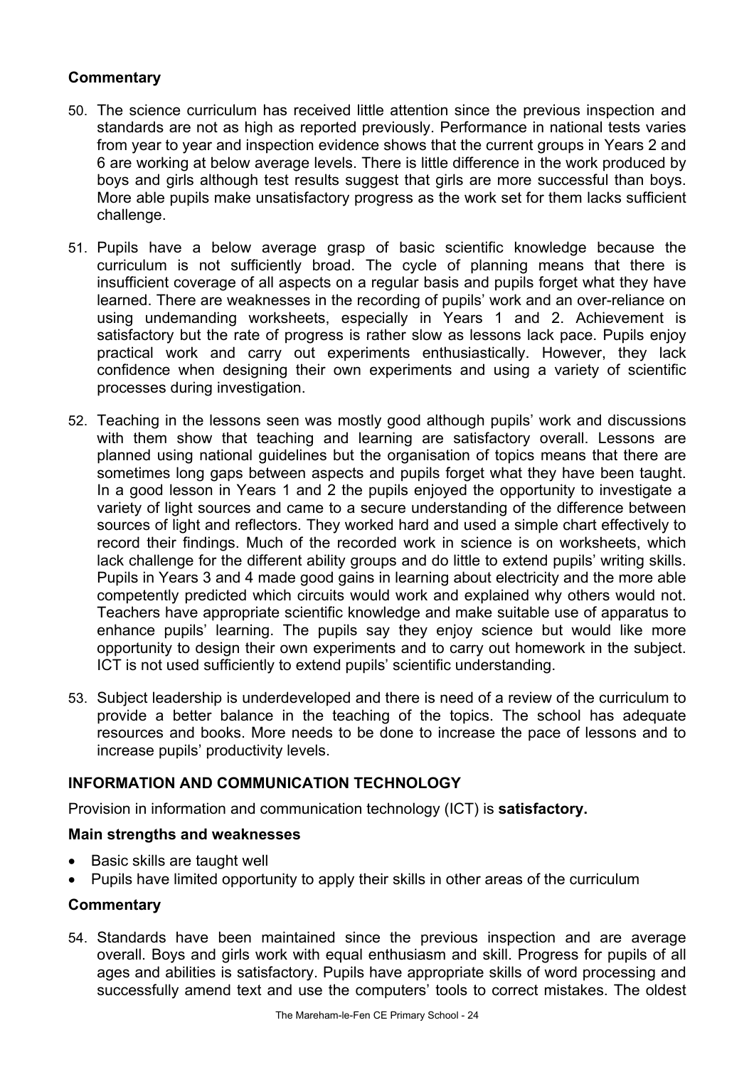### Commentary

50. The science curriculum has received little attention since the previous inspection and standards are not as high as reported previously. Performance in national tests varies from year to year and inspection evidence shows that the current groups in Years 2 and 6 are working at below average levels. There is little difference in the work produced by boys and girls although test results suggest that girls are more successful than boys. More able pupils make unsatisfactory progress as the work set for them lacks sufficient challenge.

51. Pupils have a below average grasp of basic scientific knowledge because the curriculum is not sufficiently broad. The cycle of planning means that there is insufficient coverage of all aspects on a regular basis and pupils forget what they have learned. There are weaknesses in the recording of pupils' work and an over-reliance on using undemanding worksheets, especially in Years 1 and 2. Achievement is satisfactory but the rate of progress is rather slow as lessons lack pace. Pupils enjoy practical work and carry out experiments enthusiastically. However, they lack confidence when designing their own experiments and using a variety of scientific processes during investigation.

52. Teaching in the lessons seen was mostly good although pupils' work and discussions with them show that teaching and learning are satisfactory overall. Lessons are planned using national guidelines but the organisation of topics means that there are sometimes long gaps between aspects and pupils forget what they have been taught. In a good lesson in Years 1 and 2 the pupils enjoyed the opportunity to investigate a variety of light sources and came to a secure understanding of the difference between sources of light and reflectors. They worked hard and used a simple chart effectively to record their findings. Much of the recorded work in science is on worksheets, which lack challenge for the different ability groups and do little to extend pupils' writing skills. Pupils in Years 3 and 4 made good gains in learning about electricity and the more able competently predicted which circuits would work and explained why others would not. Teachers have appropriate scientific knowledge and make suitable use of apparatus to enhance pupils' learning. The pupils say they enjoy science but would like more opportunity to design their own experiments and to carry out homework in the subject. ICT is not used sufficiently to extend pupils' scientific understanding.

53. Subject leadership is underdeveloped and there is need of a review of the curriculum to provide a better balance in the teaching of the topics. The school has adequate resources and books. More needs to be done to increase the pace of lessons and to increase pupils' productivity levels.

## INFORMATION AND COMMUNICATION TECHNOLOGY

Provision in information and communication technology (ICT) is **satisfactory.**

### Main strengths and weaknesses

- Basic skills are taught well
- Pupils have limited opportunity to apply their skills in other areas of the curriculum

### Commentary

54. Standards have been maintained since the previous inspection and are average overall. Boys and girls work with equal enthusiasm and skill. Progress for pupils of all ages and abilities is satisfactory. Pupils have appropriate skills of word processing and successfully amend text and use the computers' tools to correct mistakes. The oldest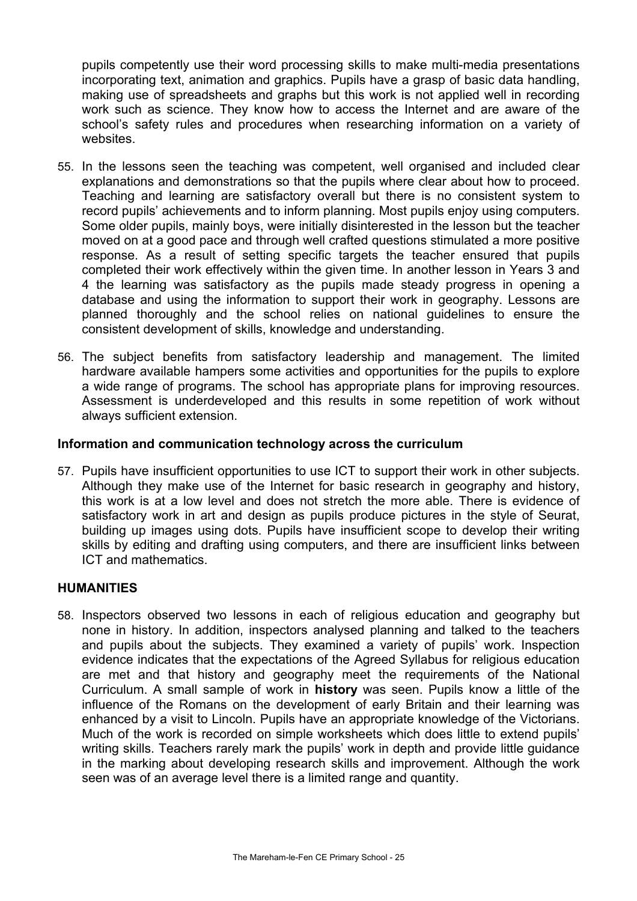pupils competently use their word processing skills to make multi-media presentations incorporating text, animation and graphics. Pupils have a grasp of basic data handling, making use of spreadsheets and graphs but this work is not applied well in recording work such as science. They know how to access the Internet and are aware of the school's safety rules and procedures when researching information on a variety of websites.

55. In the lessons seen the teaching was competent, well organised and included clear explanations and demonstrations so that the pupils where clear about how to proceed. Teaching and learning are satisfactory overall but there is no consistent system to record pupils' achievements and to inform planning. Most pupils enjoy using computers. Some older pupils, mainly boys, were initially disinterested in the lesson but the teacher moved on at a good pace and through well crafted questions stimulated a more positive response. As a result of setting specific targets the teacher ensured that pupils completed their work effectively within the given time. In another lesson in Years 3 and 4 the learning was satisfactory as the pupils made steady progress in opening a database and using the information to support their work in geography. Lessons are planned thoroughly and the school relies on national guidelines to ensure the consistent development of skills, knowledge and understanding.

56. The subject benefits from satisfactory leadership and management. The limited hardware available hampers some activities and opportunities for the pupils to explore a wide range of programs. The school has appropriate plans for improving resources. Assessment is underdeveloped and this results in some repetition of work without always sufficient extension.

### Information and communication technology across the curriculum

57. Pupils have insufficient opportunities to use ICT to support their work in other subjects. Although they make use of the Internet for basic research in geography and history, this work is at a low level and does not stretch the more able. There is evidence of satisfactory work in art and design as pupils produce pictures in the style of Seurat, building up images using dots. Pupils have insufficient scope to develop their writing skills by editing and drafting using computers, and there are insufficient links between ICT and mathematics.

## HUMANITIES

58. Inspectors observed two lessons in each of religious education and geography but none in history. In addition, inspectors analysed planning and talked to the teachers and pupils about the subjects. They examined a variety of pupils' work. Inspection evidence indicates that the expectations of the Agreed Syllabus for religious education are met and that history and geography meet the requirements of the National Curriculum. A small sample of work in **history** was seen. Pupils know a little of the influence of the Romans on the development of early Britain and their learning was enhanced by a visit to Lincoln. Pupils have an appropriate knowledge of the Victorians. Much of the work is recorded on simple worksheets which does little to extend pupils' writing skills. Teachers rarely mark the pupils' work in depth and provide little guidance in the marking about developing research skills and improvement. Although the work seen was of an average level there is a limited range and quantity.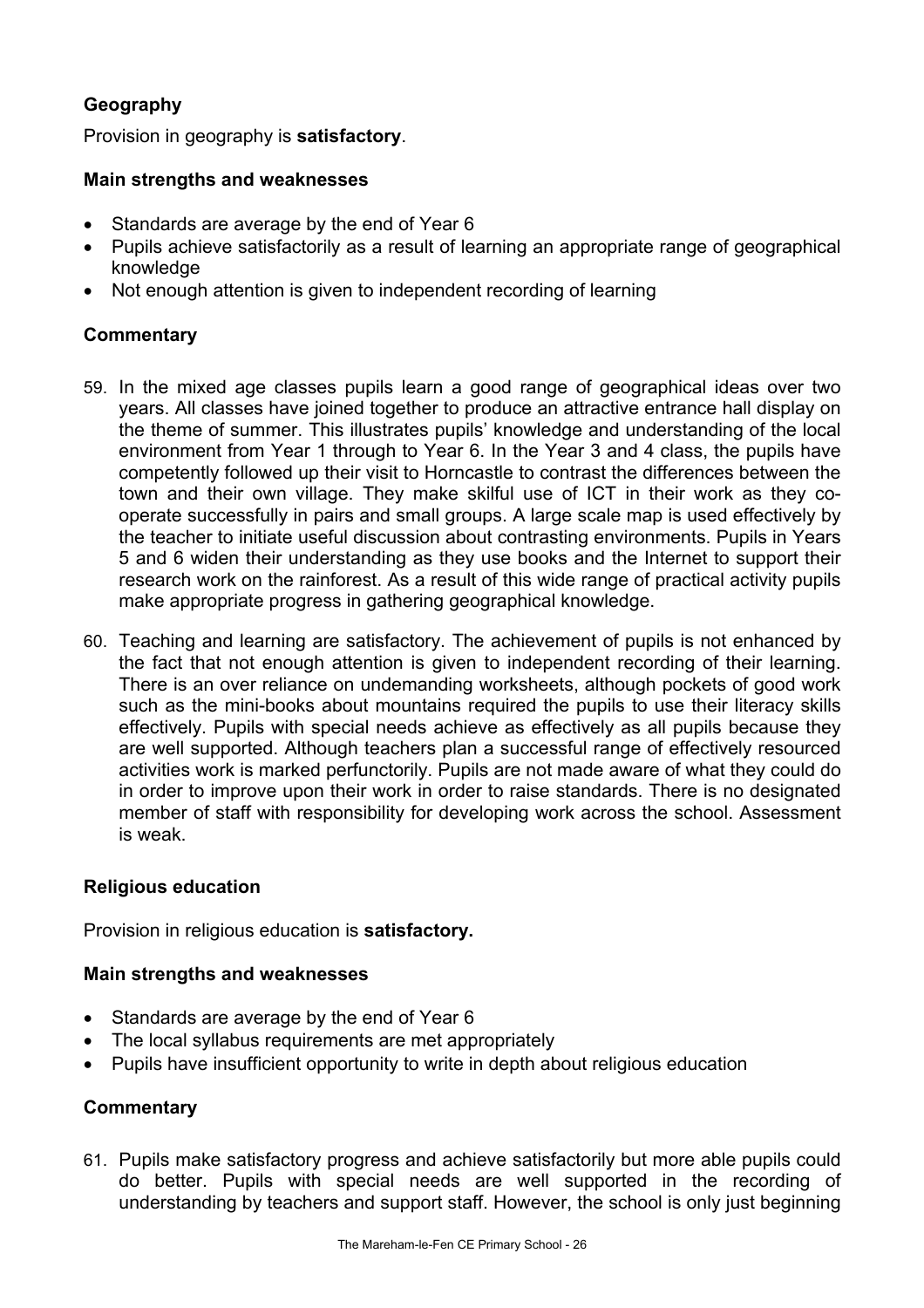### Geography

Provision in geography is **satisfactory**.

#### Main strengths and weaknesses

- Standards are average by the end of Year 6
- Pupils achieve satisfactorily as a result of learning an appropriate range of geographical knowledge
- Not enough attention is given to independent recording of learning

#### Commentary

59. In the mixed age classes pupils learn a good range of geographical ideas over two years. All classes have joined together to produce an attractive entrance hall display on the theme of summer. This illustrates pupils' knowledge and understanding of the local environment from Year 1 through to Year 6. In the Year 3 and 4 class, the pupils have competently followed up their visit to Horncastle to contrast the differences between the town and their own village. They make skilful use of ICT in their work as they co-operate successfully in pairs and small groups. A large scale map is used effectively by the teacher to initiate useful discussion about contrasting environments. Pupils in Years 5 and 6 widen their understanding as they use books and the Internet to support their research work on the rainforest. As a result of this wide range of practical activity pupils make appropriate progress in gathering geographical knowledge.

60. Teaching and learning are satisfactory. The achievement of pupils is not enhanced by the fact that not enough attention is given to independent recording of their learning. There is an over reliance on undemanding worksheets, although pockets of good work such as the mini-books about mountains required the pupils to use their literacy skills effectively. Pupils with special needs achieve as effectively as all pupils because they are well supported. Although teachers plan a successful range of effectively resourced activities work is marked perfunctorily. Pupils are not made aware of what they could do in order to improve upon their work in order to raise standards. There is no designated member of staff with responsibility for developing work across the school. Assessment is weak.

### Religious education

Provision in religious education is **satisfactory.**

#### Main strengths and weaknesses

- Standards are average by the end of Year 6
- The local syllabus requirements are met appropriately
- Pupils have insufficient opportunity to write in depth about religious education

#### Commentary

61. Pupils make satisfactory progress and achieve satisfactorily but more able pupils could do better. Pupils with special needs are well supported in the recording of understanding by teachers and support staff. However, the school is only just beginning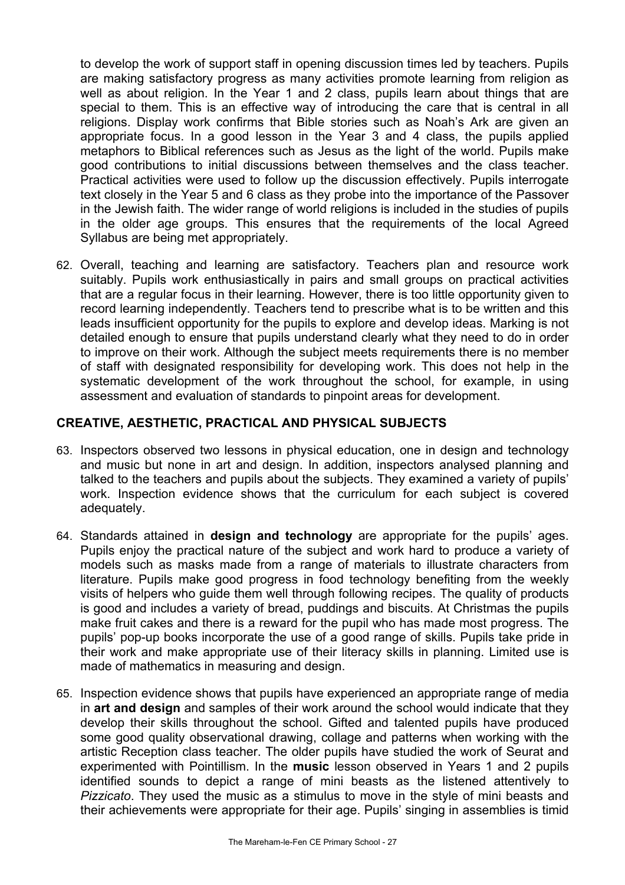to develop the work of support staff in opening discussion times led by teachers. Pupils are making satisfactory progress as many activities promote learning from religion as well as about religion. In the Year 1 and 2 class, pupils learn about things that are special to them. This is an effective way of introducing the care that is central in all religions. Display work confirms that Bible stories such as Noah's Ark are given an appropriate focus. In a good lesson in the Year 3 and 4 class, the pupils applied metaphors to Biblical references such as Jesus as the light of the world. Pupils make good contributions to initial discussions between themselves and the class teacher. Practical activities were used to follow up the discussion effectively. Pupils interrogate text closely in the Year 5 and 6 class as they probe into the importance of the Passover in the Jewish faith. The wider range of world religions is included in the studies of pupils in the older age groups. This ensures that the requirements of the local Agreed Syllabus are being met appropriately.

62. Overall, teaching and learning are satisfactory. Teachers plan and resource work suitably. Pupils work enthusiastically in pairs and small groups on practical activities that are a regular focus in their learning. However, there is too little opportunity given to record learning independently. Teachers tend to prescribe what is to be written and this leads insufficient opportunity for the pupils to explore and develop ideas. Marking is not detailed enough to ensure that pupils understand clearly what they need to do in order to improve on their work. Although the subject meets requirements there is no member of staff with designated responsibility for developing work. This does not help in the systematic development of the work throughout the school, for example, in using assessment and evaluation of standards to pinpoint areas for development.

## CREATIVE, AESTHETIC, PRACTICAL AND PHYSICAL SUBJECTS

63. Inspectors observed two lessons in physical education, one in design and technology and music but none in art and design. In addition, inspectors analysed planning and talked to the teachers and pupils about the subjects. They examined a variety of pupils' work. Inspection evidence shows that the curriculum for each subject is covered adequately.

64. Standards attained in **design and technology** are appropriate for the pupils' ages. Pupils enjoy the practical nature of the subject and work hard to produce a variety of models such as masks made from a range of materials to illustrate characters from literature. Pupils make good progress in food technology benefiting from the weekly visits of helpers who guide them well through following recipes. The quality of products is good and includes a variety of bread, puddings and biscuits. At Christmas the pupils make fruit cakes and there is a reward for the pupil who has made most progress. The pupils' pop-up books incorporate the use of a good range of skills. Pupils take pride in their work and make appropriate use of their literacy skills in planning. Limited use is made of mathematics in measuring and design.

65. Inspection evidence shows that pupils have experienced an appropriate range of media in **art and design** and samples of their work around the school would indicate that they develop their skills throughout the school. Gifted and talented pupils have produced some good quality observational drawing, collage and patterns when working with the artistic Reception class teacher. The older pupils have studied the work of Seurat and experimented with Pointillism. In the **music** lesson observed in Years 1 and 2 pupils identified sounds to depict a range of mini beasts as the listened attentively to *Pizzicato*. They used the music as a stimulus to move in the style of mini beasts and their achievements were appropriate for their age. Pupils' singing in assemblies is timid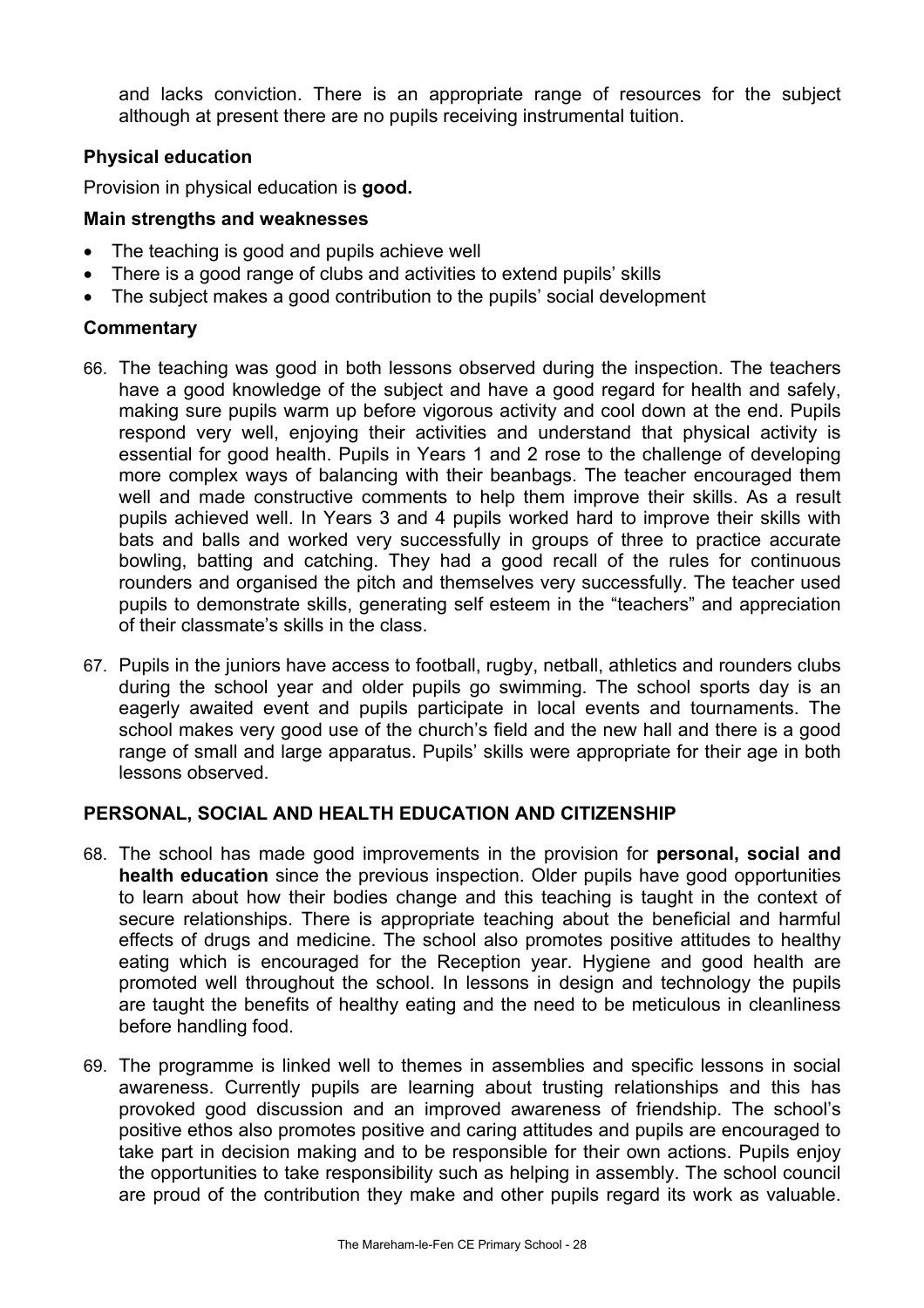and lacks conviction. There is an appropriate range of resources for the subject although at present there are no pupils receiving instrumental tuition.

### Physical education

Provision in physical education is **good.**

#### Main strengths and weaknesses

- The teaching is good and pupils achieve well
- There is a good range of clubs and activities to extend pupils' skills
- The subject makes a good contribution to the pupils' social development

#### Commentary

66. The teaching was good in both lessons observed during the inspection. The teachers have a good knowledge of the subject and have a good regard for health and safely, making sure pupils warm up before vigorous activity and cool down at the end. Pupils respond very well, enjoying their activities and understand that physical activity is essential for good health. Pupils in Years 1 and 2 rose to the challenge of developing more complex ways of balancing with their beanbags. The teacher encouraged them well and made constructive comments to help them improve their skills. As a result pupils achieved well. In Years 3 and 4 pupils worked hard to improve their skills with bats and balls and worked very successfully in groups of three to practice accurate bowling, batting and catching. They had a good recall of the rules for continuous rounders and organised the pitch and themselves very successfully. The teacher used pupils to demonstrate skills, generating self esteem in the "teachers" and appreciation of their classmate's skills in the class.

67. Pupils in the juniors have access to football, rugby, netball, athletics and rounders clubs during the school year and older pupils go swimming. The school sports day is an eagerly awaited event and pupils participate in local events and tournaments. The school makes very good use of the church's field and the new hall and there is a good range of small and large apparatus. Pupils' skills were appropriate for their age in both lessons observed.

### PERSONAL, SOCIAL AND HEALTH EDUCATION AND CITIZENSHIP

68. The school has made good improvements in the provision for **personal, social and health education** since the previous inspection. Older pupils have good opportunities to learn about how their bodies change and this teaching is taught in the context of secure relationships. There is appropriate teaching about the beneficial and harmful effects of drugs and medicine. The school also promotes positive attitudes to healthy eating which is encouraged for the Reception year. Hygiene and good health are promoted well throughout the school. In lessons in design and technology the pupils are taught the benefits of healthy eating and the need to be meticulous in cleanliness before handling food.

69. The programme is linked well to themes in assemblies and specific lessons in social awareness. Currently pupils are learning about trusting relationships and this has provoked good discussion and an improved awareness of friendship. The school's positive ethos also promotes positive and caring attitudes and pupils are encouraged to take part in decision making and to be responsible for their own actions. Pupils enjoy the opportunities to take responsibility such as helping in assembly. The school council are proud of the contribution they make and other pupils regard its work as valuable.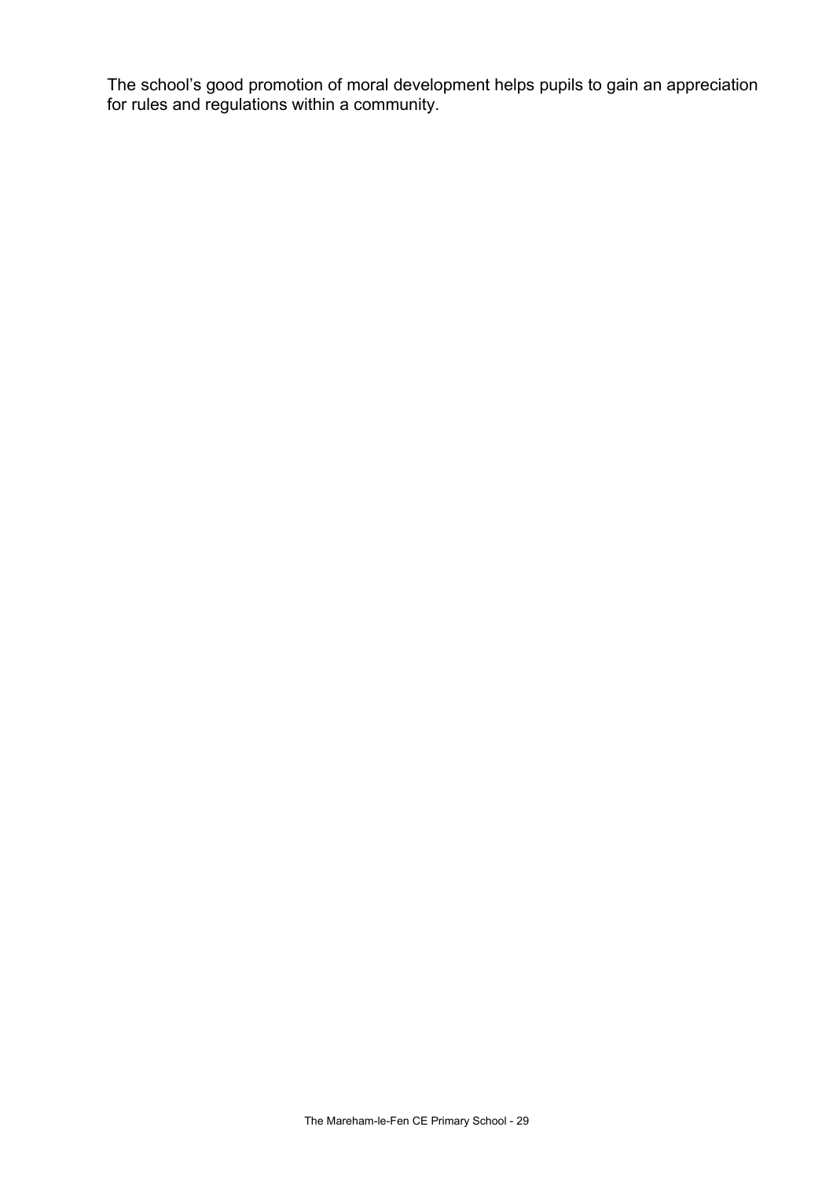The school's good promotion of moral development helps pupils to gain an appreciation for rules and regulations within a community.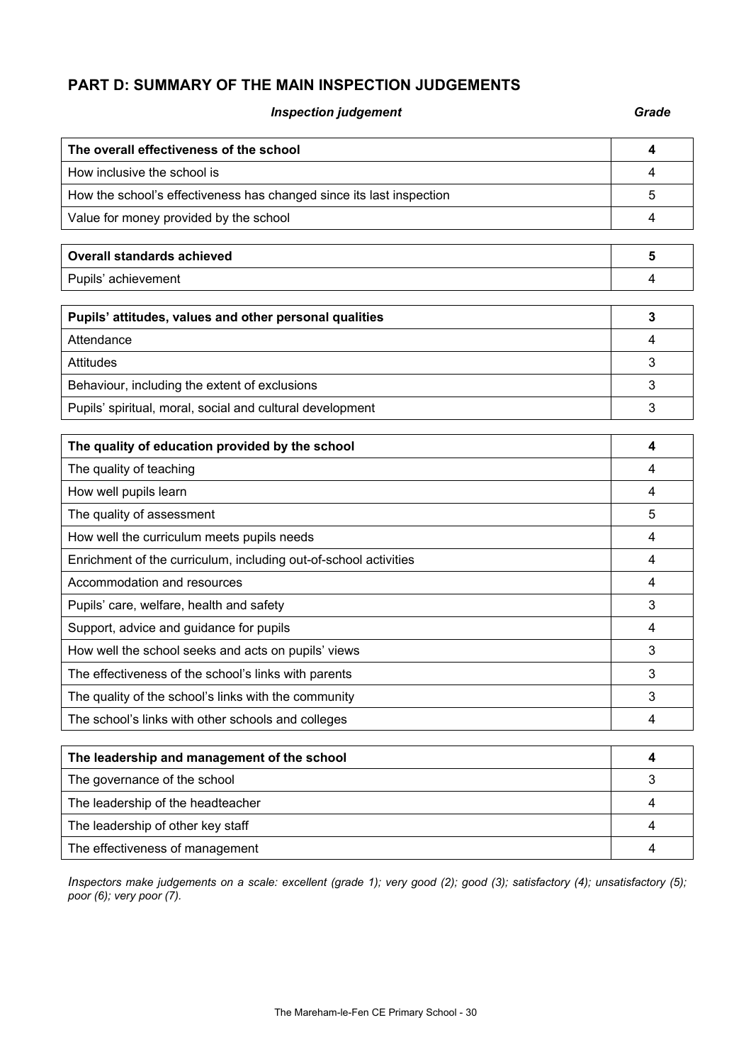## PART D: SUMMARY OF THE MAIN INSPECTION JUDGEMENTS

| ***Inspection judgement*** | ***Grade*** |
|---|---|
| **The overall effectiveness of the school** | **4** |
| How inclusive the school is | 4 |
| How the school's effectiveness has changed since its last inspection | 5 |
| Value for money provided by the school | 4 |
| **Overall standards achieved** | **5** |
| Pupils' achievement | 4 |
| **Pupils' attitudes, values and other personal qualities** | **3** |
| Attendance | 4 |
| Attitudes | 3 |
| Behaviour, including the extent of exclusions | 3 |
| Pupils' spiritual, moral, social and cultural development | 3 |
| **The quality of education provided by the school** | **4** |
| The quality of teaching | 4 |
| How well pupils learn | 4 |
| The quality of assessment | 5 |
| How well the curriculum meets pupils needs | 4 |
| Enrichment of the curriculum, including out-of-school activities | 4 |
| Accommodation and resources | 4 |
| Pupils' care, welfare, health and safety | 3 |
| Support, advice and guidance for pupils | 4 |
| How well the school seeks and acts on pupils' views | 3 |
| The effectiveness of the school's links with parents | 3 |
| The quality of the school's links with the community | 3 |
| The school's links with other schools and colleges | 4 |
| **The leadership and management of the school** | **4** |
| The governance of the school | 3 |
| The leadership of the headteacher | 4 |
| The leadership of other key staff | 4 |
| The effectiveness of management | 4 |

*Inspectors make judgements on a scale: excellent (grade 1); very good (2); good (3); satisfactory (4); unsatisfactory (5); poor (6); very poor (7).*